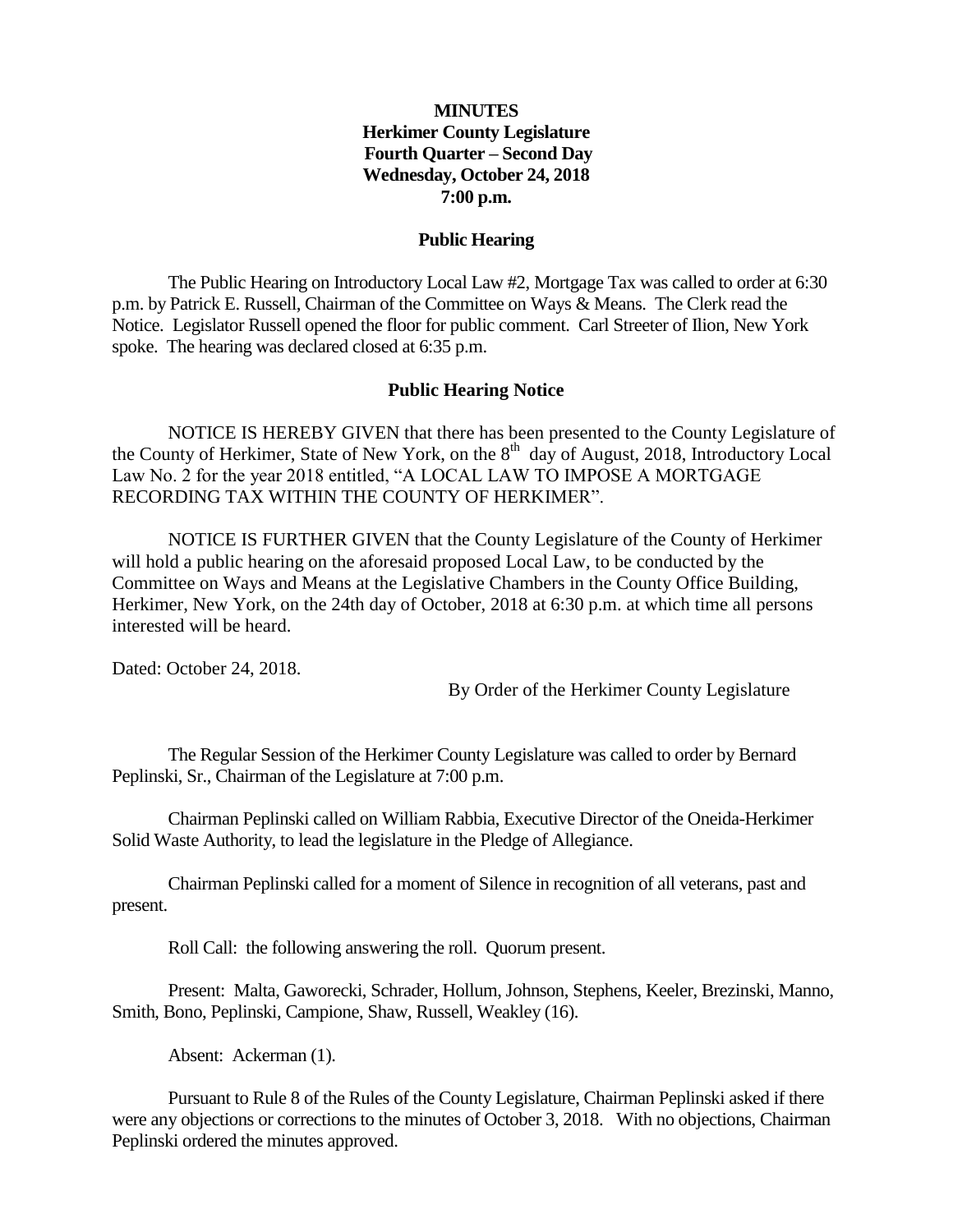**MINUTES**
**Herkimer County Legislature**
**Fourth Quarter – Second Day**
**Wednesday, October 24, 2018**
**7:00 p.m.**

**Public Hearing**

The Public Hearing on Introductory Local Law #2, Mortgage Tax was called to order at 6:30 p.m. by Patrick E. Russell, Chairman of the Committee on Ways & Means. The Clerk read the Notice. Legislator Russell opened the floor for public comment. Carl Streeter of Ilion, New York spoke. The hearing was declared closed at 6:35 p.m.

**Public Hearing Notice**

NOTICE IS HEREBY GIVEN that there has been presented to the County Legislature of the County of Herkimer, State of New York, on the 8th day of August, 2018, Introductory Local Law No. 2 for the year 2018 entitled, "A LOCAL LAW TO IMPOSE A MORTGAGE RECORDING TAX WITHIN THE COUNTY OF HERKIMER".

NOTICE IS FURTHER GIVEN that the County Legislature of the County of Herkimer will hold a public hearing on the aforesaid proposed Local Law, to be conducted by the Committee on Ways and Means at the Legislative Chambers in the County Office Building, Herkimer, New York, on the 24th day of October, 2018 at 6:30 p.m. at which time all persons interested will be heard.

Dated: October 24, 2018.

By Order of the Herkimer County Legislature

The Regular Session of the Herkimer County Legislature was called to order by Bernard Peplinski, Sr., Chairman of the Legislature at 7:00 p.m.

Chairman Peplinski called on William Rabbia, Executive Director of the Oneida-Herkimer Solid Waste Authority, to lead the legislature in the Pledge of Allegiance.

Chairman Peplinski called for a moment of Silence in recognition of all veterans, past and present.

Roll Call: the following answering the roll. Quorum present.

Present: Malta, Gaworecki, Schrader, Hollum, Johnson, Stephens, Keeler, Brezinski, Manno, Smith, Bono, Peplinski, Campione, Shaw, Russell, Weakley (16).

Absent: Ackerman (1).

Pursuant to Rule 8 of the Rules of the County Legislature, Chairman Peplinski asked if there were any objections or corrections to the minutes of October 3, 2018. With no objections, Chairman Peplinski ordered the minutes approved.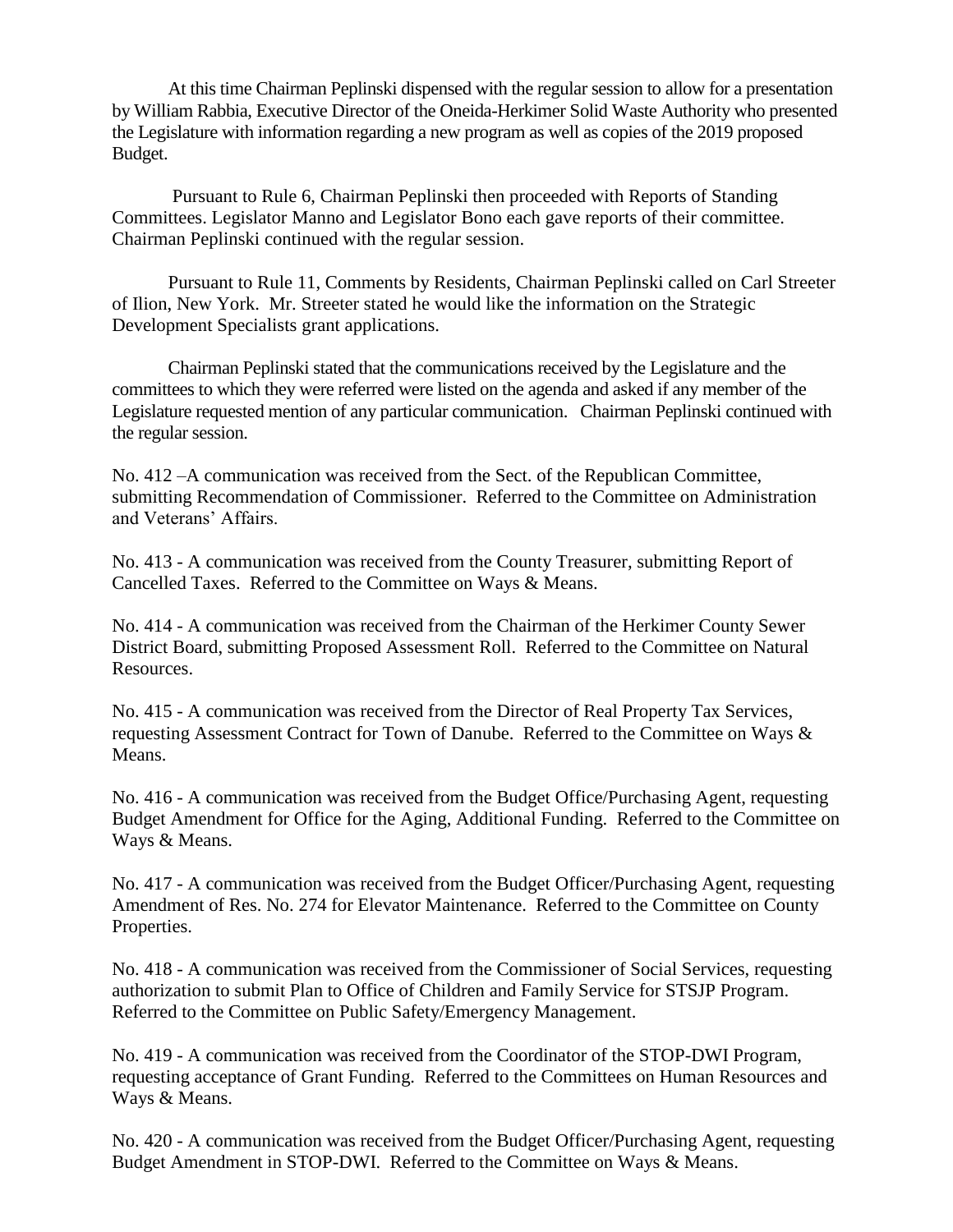At this time Chairman Peplinski dispensed with the regular session to allow for a presentation by William Rabbia, Executive Director of the Oneida-Herkimer Solid Waste Authority who presented the Legislature with information regarding a new program as well as copies of the 2019 proposed Budget.

Pursuant to Rule 6, Chairman Peplinski then proceeded with Reports of Standing Committees. Legislator Manno and Legislator Bono each gave reports of their committee. Chairman Peplinski continued with the regular session.

Pursuant to Rule 11, Comments by Residents, Chairman Peplinski called on Carl Streeter of Ilion, New York. Mr. Streeter stated he would like the information on the Strategic Development Specialists grant applications.

Chairman Peplinski stated that the communications received by the Legislature and the committees to which they were referred were listed on the agenda and asked if any member of the Legislature requested mention of any particular communication. Chairman Peplinski continued with the regular session.

No. 412 –A communication was received from the Sect. of the Republican Committee, submitting Recommendation of Commissioner. Referred to the Committee on Administration and Veterans' Affairs.

No. 413 - A communication was received from the County Treasurer, submitting Report of Cancelled Taxes. Referred to the Committee on Ways & Means.

No. 414 - A communication was received from the Chairman of the Herkimer County Sewer District Board, submitting Proposed Assessment Roll. Referred to the Committee on Natural Resources.

No. 415 - A communication was received from the Director of Real Property Tax Services, requesting Assessment Contract for Town of Danube. Referred to the Committee on Ways & Means.

No. 416 - A communication was received from the Budget Office/Purchasing Agent, requesting Budget Amendment for Office for the Aging, Additional Funding. Referred to the Committee on Ways & Means.

No. 417 - A communication was received from the Budget Officer/Purchasing Agent, requesting Amendment of Res. No. 274 for Elevator Maintenance. Referred to the Committee on County Properties.

No. 418 - A communication was received from the Commissioner of Social Services, requesting authorization to submit Plan to Office of Children and Family Service for STSJP Program. Referred to the Committee on Public Safety/Emergency Management.

No. 419 - A communication was received from the Coordinator of the STOP-DWI Program, requesting acceptance of Grant Funding. Referred to the Committees on Human Resources and Ways & Means.

No. 420 - A communication was received from the Budget Officer/Purchasing Agent, requesting Budget Amendment in STOP-DWI. Referred to the Committee on Ways & Means.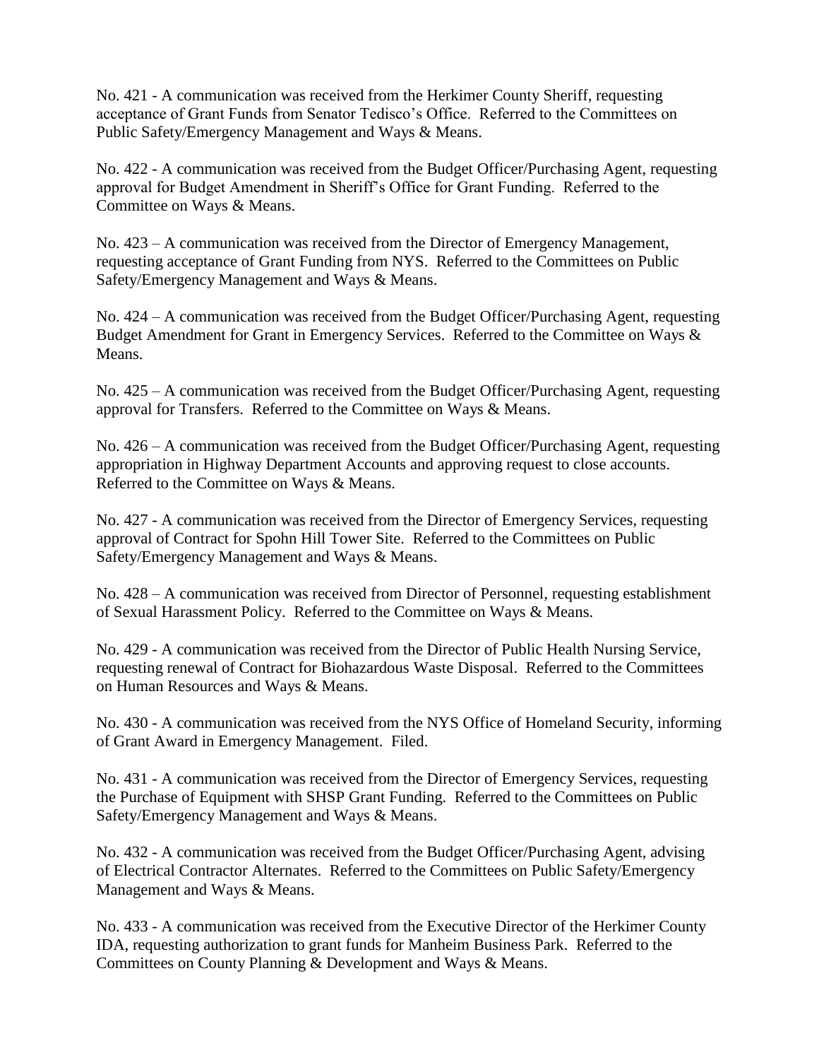No. 421 - A communication was received from the Herkimer County Sheriff, requesting acceptance of Grant Funds from Senator Tedisco's Office. Referred to the Committees on Public Safety/Emergency Management and Ways & Means.

No. 422 - A communication was received from the Budget Officer/Purchasing Agent, requesting approval for Budget Amendment in Sheriff's Office for Grant Funding. Referred to the Committee on Ways & Means.

No. 423 – A communication was received from the Director of Emergency Management, requesting acceptance of Grant Funding from NYS. Referred to the Committees on Public Safety/Emergency Management and Ways & Means.

No. 424 – A communication was received from the Budget Officer/Purchasing Agent, requesting Budget Amendment for Grant in Emergency Services. Referred to the Committee on Ways & Means.

No. 425 – A communication was received from the Budget Officer/Purchasing Agent, requesting approval for Transfers. Referred to the Committee on Ways & Means.

No. 426 – A communication was received from the Budget Officer/Purchasing Agent, requesting appropriation in Highway Department Accounts and approving request to close accounts. Referred to the Committee on Ways & Means.

No. 427 - A communication was received from the Director of Emergency Services, requesting approval of Contract for Spohn Hill Tower Site. Referred to the Committees on Public Safety/Emergency Management and Ways & Means.

No. 428 – A communication was received from Director of Personnel, requesting establishment of Sexual Harassment Policy. Referred to the Committee on Ways & Means.

No. 429 - A communication was received from the Director of Public Health Nursing Service, requesting renewal of Contract for Biohazardous Waste Disposal. Referred to the Committees on Human Resources and Ways & Means.

No. 430 - A communication was received from the NYS Office of Homeland Security, informing of Grant Award in Emergency Management. Filed.

No. 431 - A communication was received from the Director of Emergency Services, requesting the Purchase of Equipment with SHSP Grant Funding. Referred to the Committees on Public Safety/Emergency Management and Ways & Means.

No. 432 - A communication was received from the Budget Officer/Purchasing Agent, advising of Electrical Contractor Alternates. Referred to the Committees on Public Safety/Emergency Management and Ways & Means.

No. 433 - A communication was received from the Executive Director of the Herkimer County IDA, requesting authorization to grant funds for Manheim Business Park. Referred to the Committees on County Planning & Development and Ways & Means.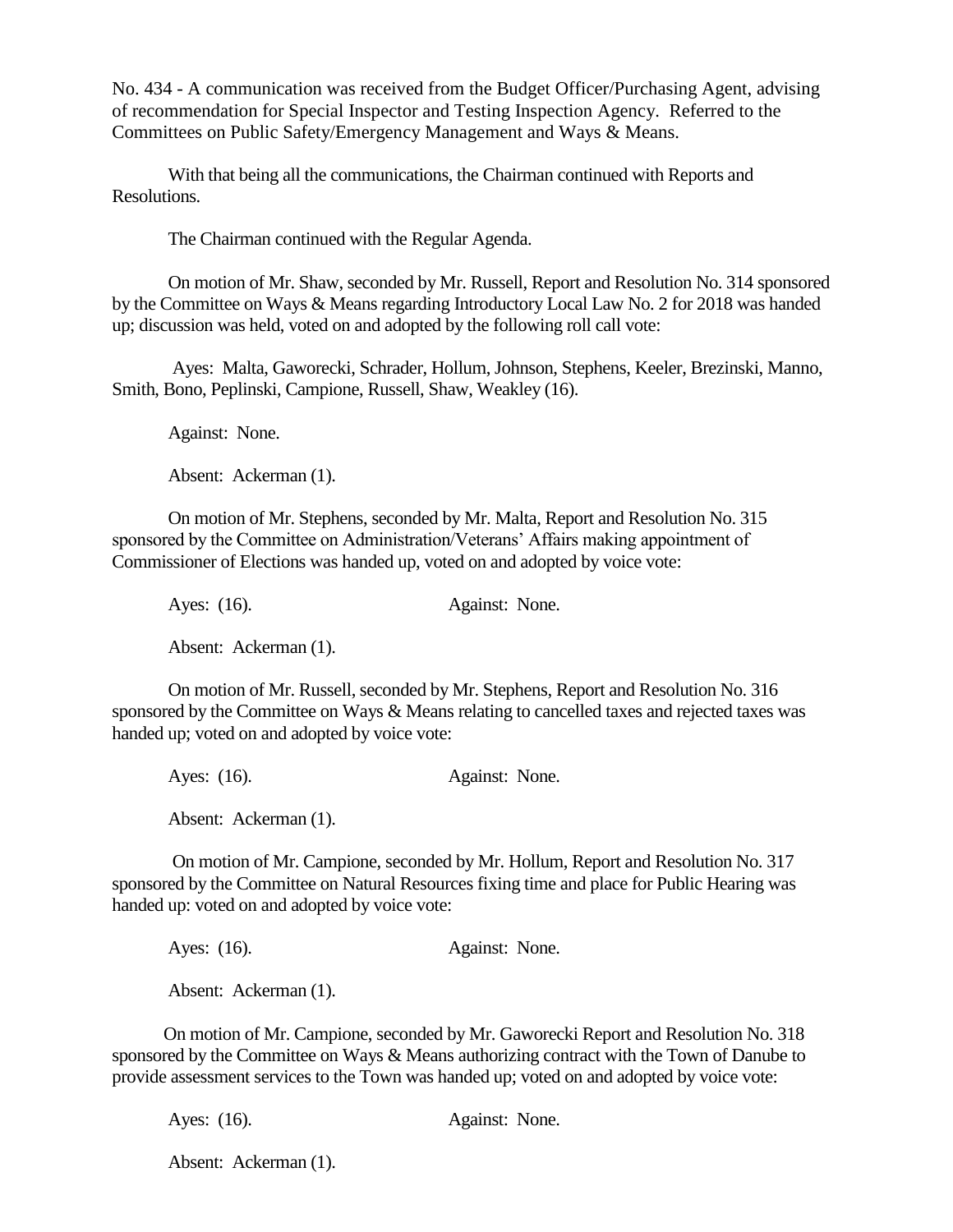No. 434 - A communication was received from the Budget Officer/Purchasing Agent, advising of recommendation for Special Inspector and Testing Inspection Agency. Referred to the Committees on Public Safety/Emergency Management and Ways & Means.

With that being all the communications, the Chairman continued with Reports and Resolutions.

The Chairman continued with the Regular Agenda.

On motion of Mr. Shaw, seconded by Mr. Russell, Report and Resolution No. 314 sponsored by the Committee on Ways & Means regarding Introductory Local Law No. 2 for 2018 was handed up; discussion was held, voted on and adopted by the following roll call vote:

Ayes: Malta, Gaworecki, Schrader, Hollum, Johnson, Stephens, Keeler, Brezinski, Manno, Smith, Bono, Peplinski, Campione, Russell, Shaw, Weakley (16).

Against: None.

Absent: Ackerman (1).

On motion of Mr. Stephens, seconded by Mr. Malta, Report and Resolution No. 315 sponsored by the Committee on Administration/Veterans' Affairs making appointment of Commissioner of Elections was handed up, voted on and adopted by voice vote:

Ayes: (16). Against: None.

Absent: Ackerman (1).

On motion of Mr. Russell, seconded by Mr. Stephens, Report and Resolution No. 316 sponsored by the Committee on Ways & Means relating to cancelled taxes and rejected taxes was handed up; voted on and adopted by voice vote:

Ayes: (16). Against: None.

Absent: Ackerman (1).

On motion of Mr. Campione, seconded by Mr. Hollum, Report and Resolution No. 317 sponsored by the Committee on Natural Resources fixing time and place for Public Hearing was handed up: voted on and adopted by voice vote:

Ayes: (16). Against: None.

Absent: Ackerman (1).

On motion of Mr. Campione, seconded by Mr. Gaworecki Report and Resolution No. 318 sponsored by the Committee on Ways & Means authorizing contract with the Town of Danube to provide assessment services to the Town was handed up; voted on and adopted by voice vote:

Ayes: (16). Against: None.

Absent: Ackerman (1).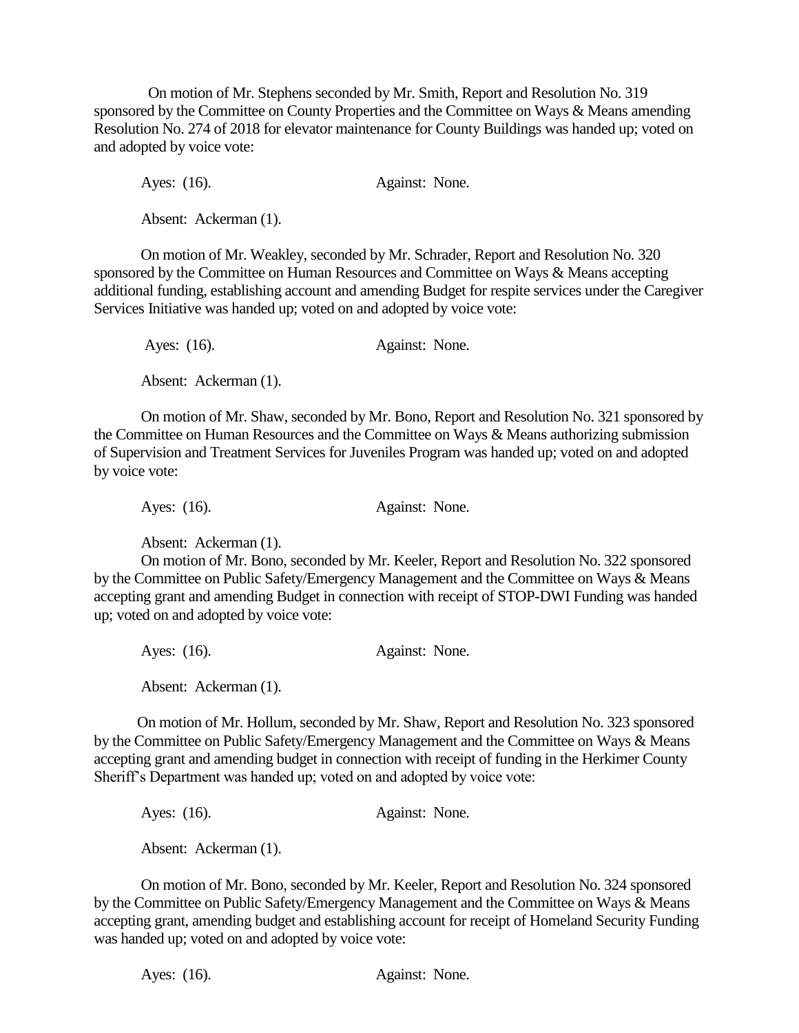On motion of Mr. Stephens seconded by Mr. Smith, Report and Resolution No. 319 sponsored by the Committee on County Properties and the Committee on Ways & Means amending Resolution No. 274 of 2018 for elevator maintenance for County Buildings was handed up; voted on and adopted by voice vote:

Ayes: (16). Against: None.

Absent: Ackerman (1).

On motion of Mr. Weakley, seconded by Mr. Schrader, Report and Resolution No. 320 sponsored by the Committee on Human Resources and Committee on Ways & Means accepting additional funding, establishing account and amending Budget for respite services under the Caregiver Services Initiative was handed up; voted on and adopted by voice vote:

Ayes: (16). Against: None.

Absent: Ackerman (1).

On motion of Mr. Shaw, seconded by Mr. Bono, Report and Resolution No. 321 sponsored by the Committee on Human Resources and the Committee on Ways & Means authorizing submission of Supervision and Treatment Services for Juveniles Program was handed up; voted on and adopted by voice vote:

Ayes: (16). Against: None.

Absent: Ackerman (1).

On motion of Mr. Bono, seconded by Mr. Keeler, Report and Resolution No. 322 sponsored by the Committee on Public Safety/Emergency Management and the Committee on Ways & Means accepting grant and amending Budget in connection with receipt of STOP-DWI Funding was handed up; voted on and adopted by voice vote:

Ayes: (16). Against: None.

Absent: Ackerman (1).

On motion of Mr. Hollum, seconded by Mr. Shaw, Report and Resolution No. 323 sponsored by the Committee on Public Safety/Emergency Management and the Committee on Ways & Means accepting grant and amending budget in connection with receipt of funding in the Herkimer County Sheriff's Department was handed up; voted on and adopted by voice vote:

Ayes: (16). Against: None.

Absent: Ackerman (1).

On motion of Mr. Bono, seconded by Mr. Keeler, Report and Resolution No. 324 sponsored by the Committee on Public Safety/Emergency Management and the Committee on Ways & Means accepting grant, amending budget and establishing account for receipt of Homeland Security Funding was handed up; voted on and adopted by voice vote:

Ayes: (16). Against: None.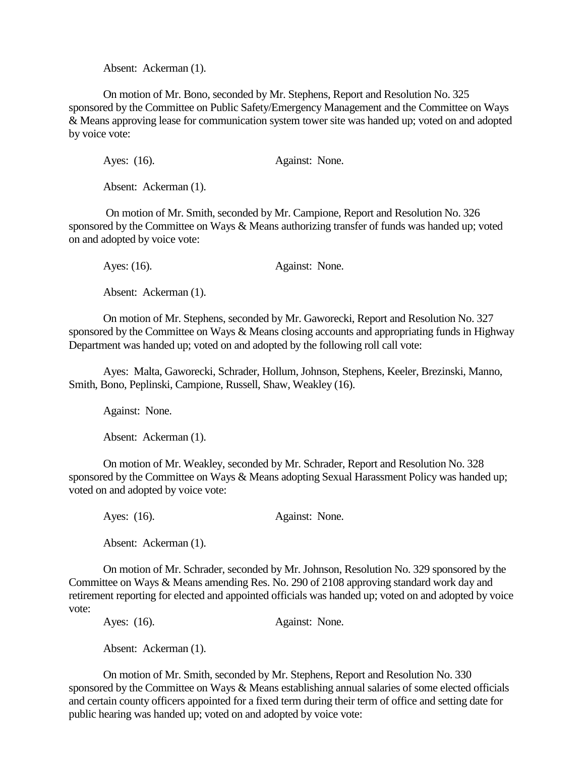Absent: Ackerman (1).

On motion of Mr. Bono, seconded by Mr. Stephens, Report and Resolution No. 325 sponsored by the Committee on Public Safety/Emergency Management and the Committee on Ways & Means approving lease for communication system tower site was handed up; voted on and adopted by voice vote:

Ayes: (16). Against: None.

Absent: Ackerman (1).

On motion of Mr. Smith, seconded by Mr. Campione, Report and Resolution No. 326 sponsored by the Committee on Ways & Means authorizing transfer of funds was handed up; voted on and adopted by voice vote:

Ayes: (16). Against: None.

Absent: Ackerman (1).

On motion of Mr. Stephens, seconded by Mr. Gaworecki, Report and Resolution No. 327 sponsored by the Committee on Ways & Means closing accounts and appropriating funds in Highway Department was handed up; voted on and adopted by the following roll call vote:

Ayes: Malta, Gaworecki, Schrader, Hollum, Johnson, Stephens, Keeler, Brezinski, Manno, Smith, Bono, Peplinski, Campione, Russell, Shaw, Weakley (16).

Against: None.

Absent: Ackerman (1).

On motion of Mr. Weakley, seconded by Mr. Schrader, Report and Resolution No. 328 sponsored by the Committee on Ways & Means adopting Sexual Harassment Policy was handed up; voted on and adopted by voice vote:

Ayes: (16). Against: None.

Absent: Ackerman (1).

On motion of Mr. Schrader, seconded by Mr. Johnson, Resolution No. 329 sponsored by the Committee on Ways & Means amending Res. No. 290 of 2108 approving standard work day and retirement reporting for elected and appointed officials was handed up; voted on and adopted by voice vote:

Ayes: (16). Against: None.

Absent: Ackerman (1).

On motion of Mr. Smith, seconded by Mr. Stephens, Report and Resolution No. 330 sponsored by the Committee on Ways & Means establishing annual salaries of some elected officials and certain county officers appointed for a fixed term during their term of office and setting date for public hearing was handed up; voted on and adopted by voice vote: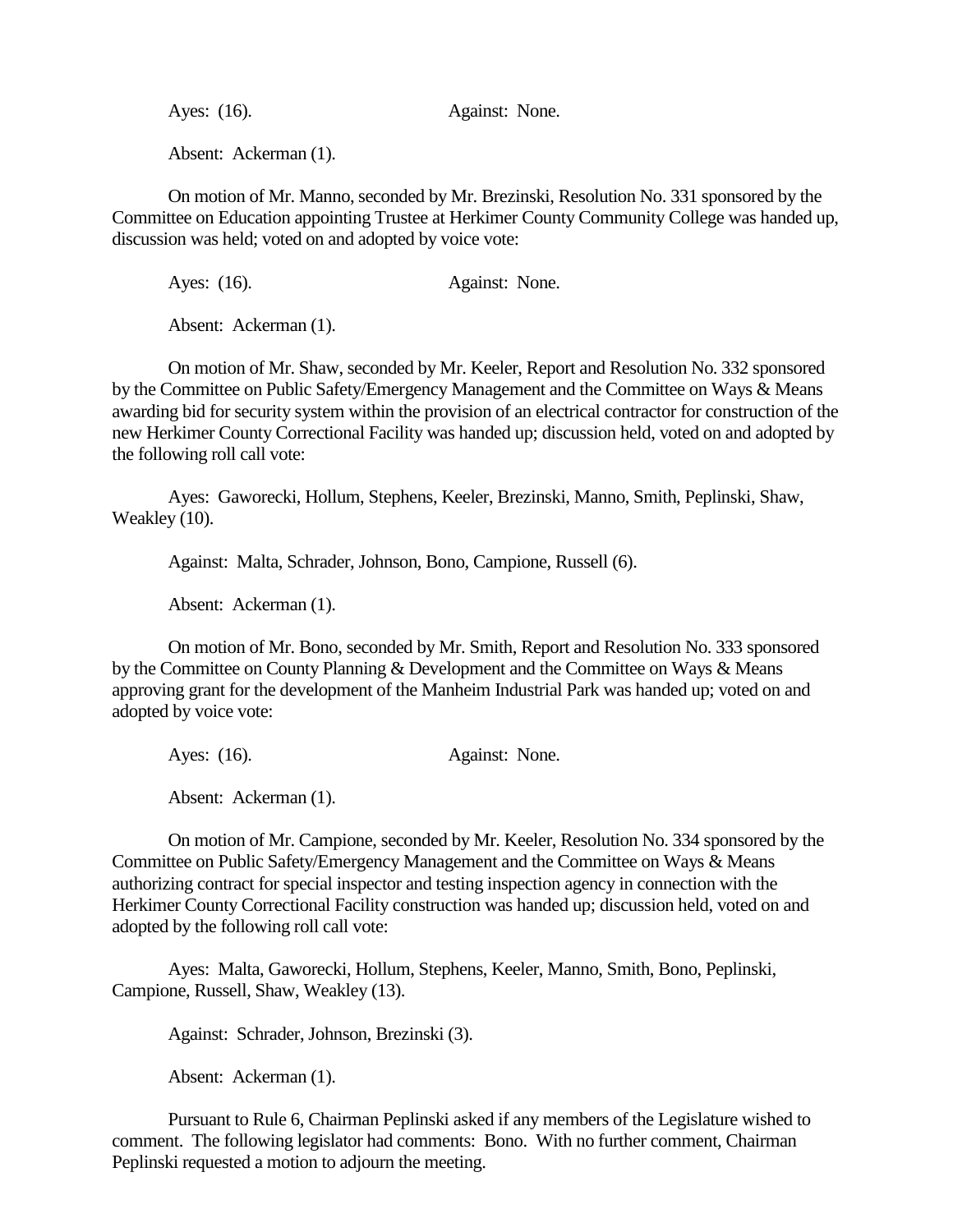Ayes: (16). Against: None.

Absent: Ackerman (1).

On motion of Mr. Manno, seconded by Mr. Brezinski, Resolution No. 331 sponsored by the Committee on Education appointing Trustee at Herkimer County Community College was handed up, discussion was held; voted on and adopted by voice vote:

Ayes: (16). Against: None.

Absent: Ackerman (1).

On motion of Mr. Shaw, seconded by Mr. Keeler, Report and Resolution No. 332 sponsored by the Committee on Public Safety/Emergency Management and the Committee on Ways & Means awarding bid for security system within the provision of an electrical contractor for construction of the new Herkimer County Correctional Facility was handed up; discussion held, voted on and adopted by the following roll call vote:

Ayes: Gaworecki, Hollum, Stephens, Keeler, Brezinski, Manno, Smith, Peplinski, Shaw, Weakley (10).

Against: Malta, Schrader, Johnson, Bono, Campione, Russell (6).

Absent: Ackerman (1).

On motion of Mr. Bono, seconded by Mr. Smith, Report and Resolution No. 333 sponsored by the Committee on County Planning & Development and the Committee on Ways & Means approving grant for the development of the Manheim Industrial Park was handed up; voted on and adopted by voice vote:

Ayes: (16). Against: None.

Absent: Ackerman (1).

On motion of Mr. Campione, seconded by Mr. Keeler, Resolution No. 334 sponsored by the Committee on Public Safety/Emergency Management and the Committee on Ways & Means authorizing contract for special inspector and testing inspection agency in connection with the Herkimer County Correctional Facility construction was handed up; discussion held, voted on and adopted by the following roll call vote:

Ayes: Malta, Gaworecki, Hollum, Stephens, Keeler, Manno, Smith, Bono, Peplinski, Campione, Russell, Shaw, Weakley (13).

Against: Schrader, Johnson, Brezinski (3).

Absent: Ackerman (1).

Pursuant to Rule 6, Chairman Peplinski asked if any members of the Legislature wished to comment. The following legislator had comments: Bono. With no further comment, Chairman Peplinski requested a motion to adjourn the meeting.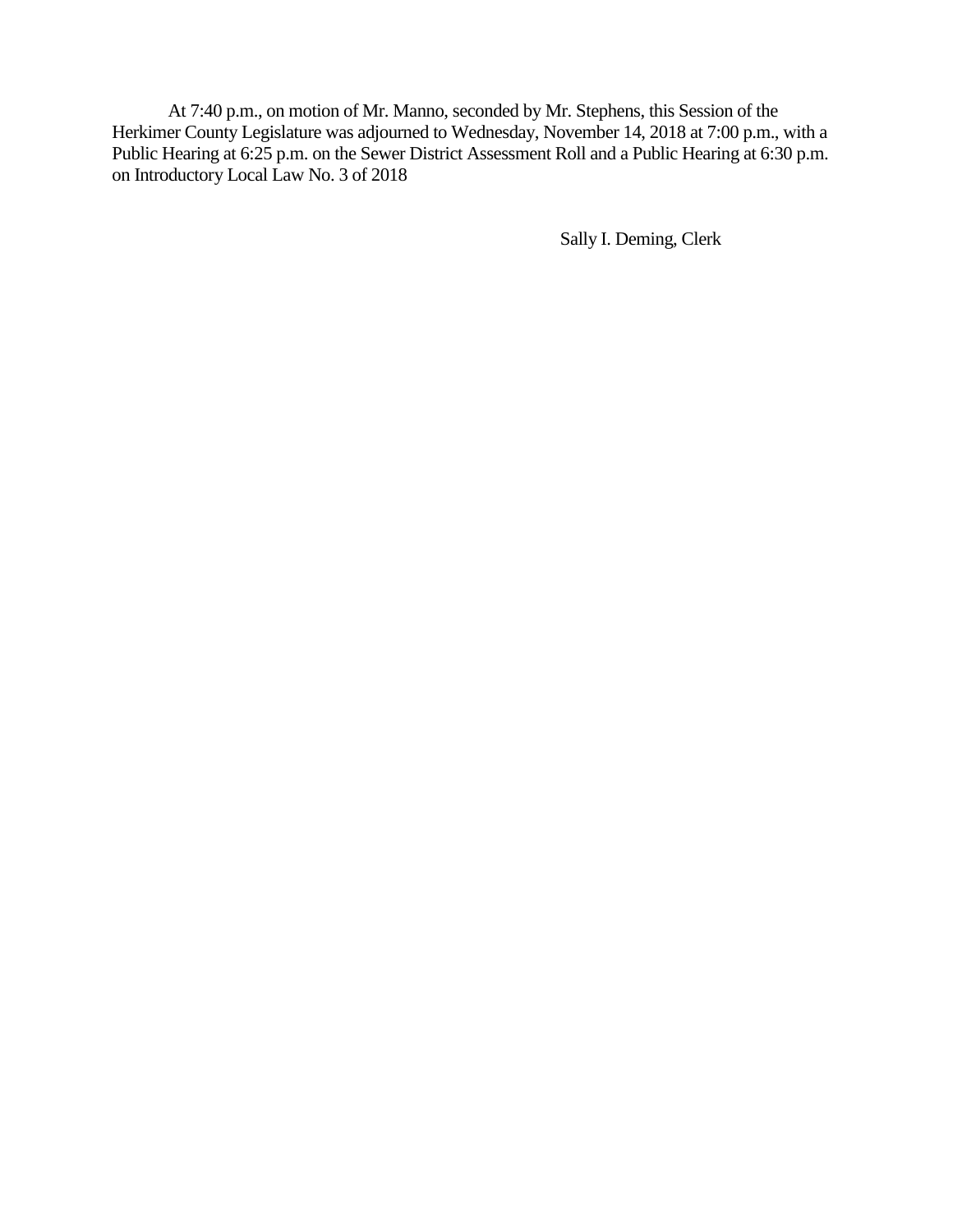At 7:40 p.m., on motion of Mr. Manno, seconded by Mr. Stephens, this Session of the Herkimer County Legislature was adjourned to Wednesday, November 14, 2018 at 7:00 p.m., with a Public Hearing at 6:25 p.m. on the Sewer District Assessment Roll and a Public Hearing at 6:30 p.m. on Introductory Local Law No. 3 of 2018

Sally I. Deming, Clerk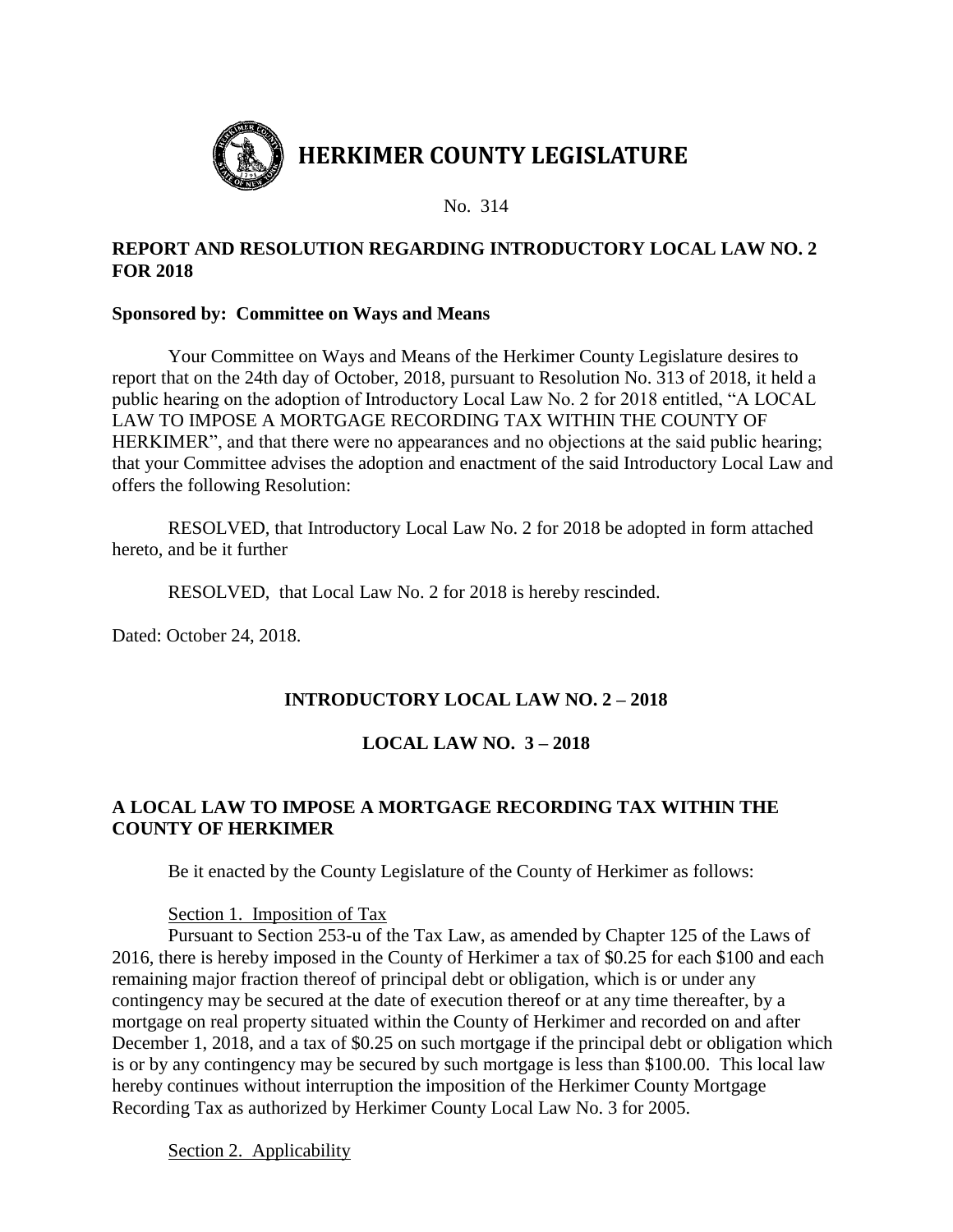# HERKIMER COUNTY LEGISLATURE

No. 314

**REPORT AND RESOLUTION REGARDING INTRODUCTORY LOCAL LAW NO. 2 FOR 2018**

**Sponsored by: Committee on Ways and Means**

Your Committee on Ways and Means of the Herkimer County Legislature desires to report that on the 24th day of October, 2018, pursuant to Resolution No. 313 of 2018, it held a public hearing on the adoption of Introductory Local Law No. 2 for 2018 entitled, "A LOCAL LAW TO IMPOSE A MORTGAGE RECORDING TAX WITHIN THE COUNTY OF HERKIMER", and that there were no appearances and no objections at the said public hearing; that your Committee advises the adoption and enactment of the said Introductory Local Law and offers the following Resolution:

RESOLVED, that Introductory Local Law No. 2 for 2018 be adopted in form attached hereto, and be it further

RESOLVED, that Local Law No. 2 for 2018 is hereby rescinded.

Dated: October 24, 2018.

**INTRODUCTORY LOCAL LAW NO. 2 – 2018**

**LOCAL LAW NO. 3 – 2018**

**A LOCAL LAW TO IMPOSE A MORTGAGE RECORDING TAX WITHIN THE COUNTY OF HERKIMER**

Be it enacted by the County Legislature of the County of Herkimer as follows:

Section 1. Imposition of Tax

Pursuant to Section 253-u of the Tax Law, as amended by Chapter 125 of the Laws of 2016, there is hereby imposed in the County of Herkimer a tax of $0.25 for each $100 and each remaining major fraction thereof of principal debt or obligation, which is or under any contingency may be secured at the date of execution thereof or at any time thereafter, by a mortgage on real property situated within the County of Herkimer and recorded on and after December 1, 2018, and a tax of $0.25 on such mortgage if the principal debt or obligation which is or by any contingency may be secured by such mortgage is less than $100.00. This local law hereby continues without interruption the imposition of the Herkimer County Mortgage Recording Tax as authorized by Herkimer County Local Law No. 3 for 2005.

Section 2. Applicability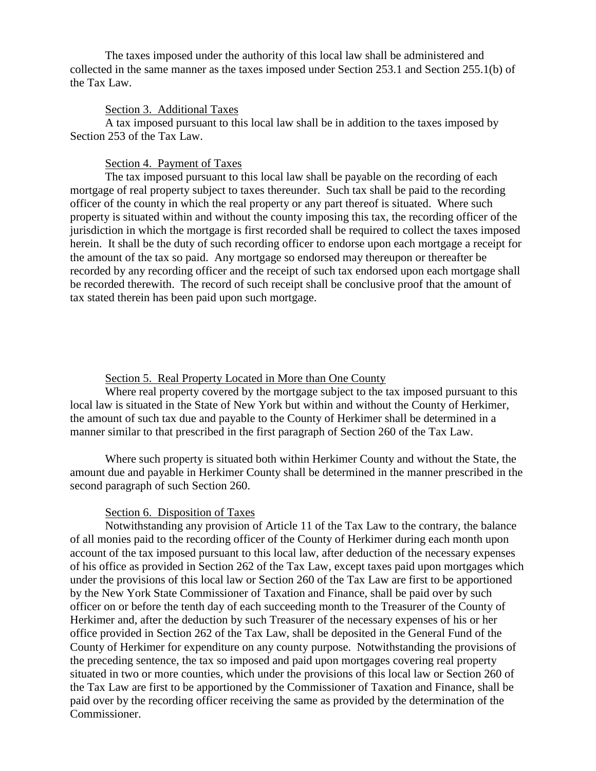The taxes imposed under the authority of this local law shall be administered and collected in the same manner as the taxes imposed under Section 253.1 and Section 255.1(b) of the Tax Law.

Section 3. Additional Taxes

A tax imposed pursuant to this local law shall be in addition to the taxes imposed by Section 253 of the Tax Law.

Section 4. Payment of Taxes

The tax imposed pursuant to this local law shall be payable on the recording of each mortgage of real property subject to taxes thereunder. Such tax shall be paid to the recording officer of the county in which the real property or any part thereof is situated. Where such property is situated within and without the county imposing this tax, the recording officer of the jurisdiction in which the mortgage is first recorded shall be required to collect the taxes imposed herein. It shall be the duty of such recording officer to endorse upon each mortgage a receipt for the amount of the tax so paid. Any mortgage so endorsed may thereupon or thereafter be recorded by any recording officer and the receipt of such tax endorsed upon each mortgage shall be recorded therewith. The record of such receipt shall be conclusive proof that the amount of tax stated therein has been paid upon such mortgage.

Section 5. Real Property Located in More than One County

Where real property covered by the mortgage subject to the tax imposed pursuant to this local law is situated in the State of New York but within and without the County of Herkimer, the amount of such tax due and payable to the County of Herkimer shall be determined in a manner similar to that prescribed in the first paragraph of Section 260 of the Tax Law.

Where such property is situated both within Herkimer County and without the State, the amount due and payable in Herkimer County shall be determined in the manner prescribed in the second paragraph of such Section 260.

Section 6. Disposition of Taxes

Notwithstanding any provision of Article 11 of the Tax Law to the contrary, the balance of all monies paid to the recording officer of the County of Herkimer during each month upon account of the tax imposed pursuant to this local law, after deduction of the necessary expenses of his office as provided in Section 262 of the Tax Law, except taxes paid upon mortgages which under the provisions of this local law or Section 260 of the Tax Law are first to be apportioned by the New York State Commissioner of Taxation and Finance, shall be paid over by such officer on or before the tenth day of each succeeding month to the Treasurer of the County of Herkimer and, after the deduction by such Treasurer of the necessary expenses of his or her office provided in Section 262 of the Tax Law, shall be deposited in the General Fund of the County of Herkimer for expenditure on any county purpose. Notwithstanding the provisions of the preceding sentence, the tax so imposed and paid upon mortgages covering real property situated in two or more counties, which under the provisions of this local law or Section 260 of the Tax Law are first to be apportioned by the Commissioner of Taxation and Finance, shall be paid over by the recording officer receiving the same as provided by the determination of the Commissioner.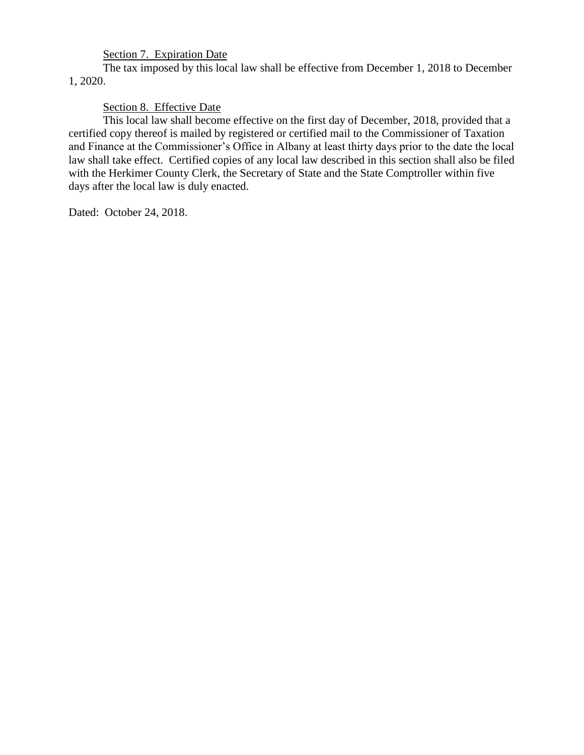<u>Section 7. Expiration Date</u>

The tax imposed by this local law shall be effective from December 1, 2018 to December 1, 2020.

<u>Section 8. Effective Date</u>

This local law shall become effective on the first day of December, 2018, provided that a certified copy thereof is mailed by registered or certified mail to the Commissioner of Taxation and Finance at the Commissioner's Office in Albany at least thirty days prior to the date the local law shall take effect. Certified copies of any local law described in this section shall also be filed with the Herkimer County Clerk, the Secretary of State and the State Comptroller within five days after the local law is duly enacted.

Dated: October 24, 2018.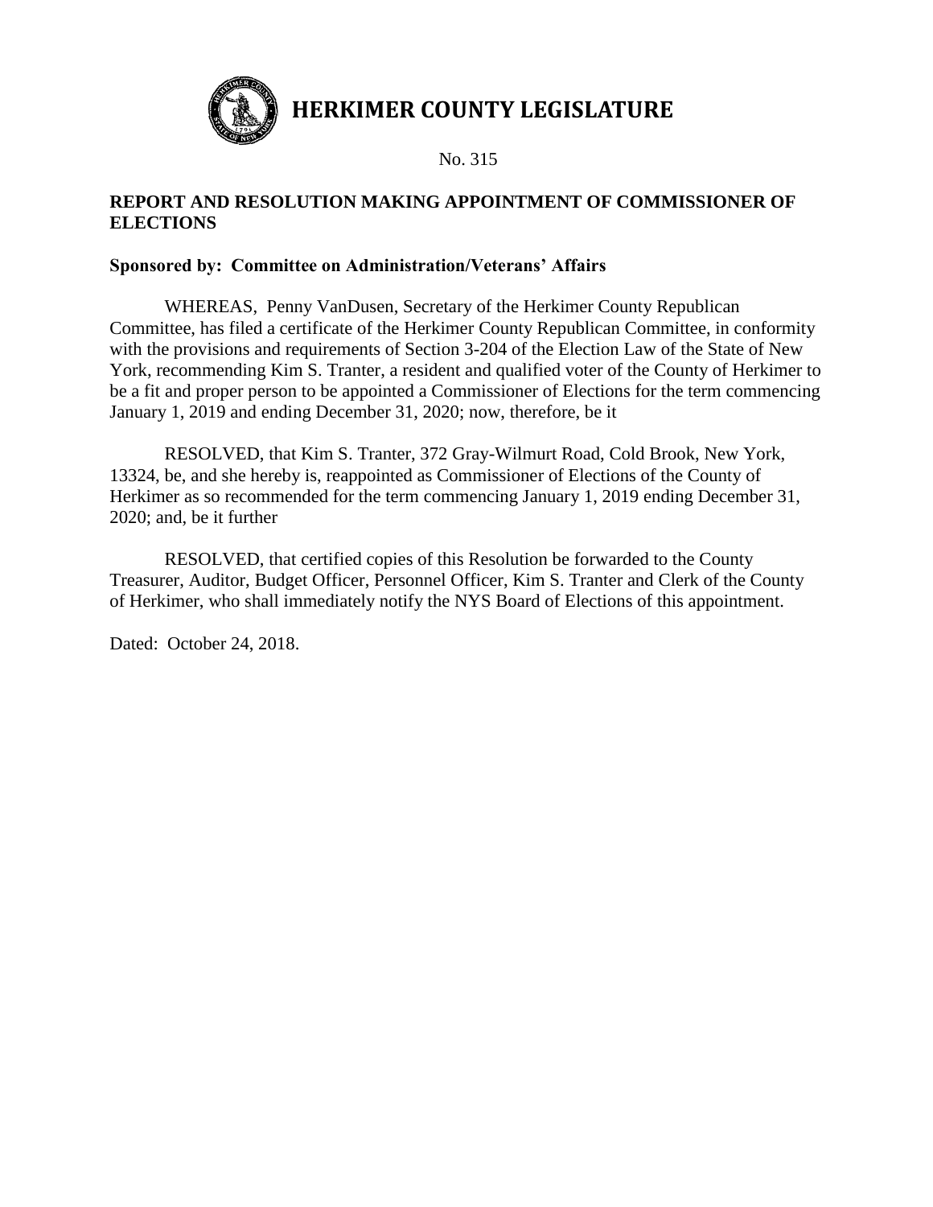# HERKIMER COUNTY LEGISLATURE

No. 315

**REPORT AND RESOLUTION MAKING APPOINTMENT OF COMMISSIONER OF ELECTIONS**

**Sponsored by: Committee on Administration/Veterans' Affairs**

WHEREAS, Penny VanDusen, Secretary of the Herkimer County Republican Committee, has filed a certificate of the Herkimer County Republican Committee, in conformity with the provisions and requirements of Section 3-204 of the Election Law of the State of New York, recommending Kim S. Tranter, a resident and qualified voter of the County of Herkimer to be a fit and proper person to be appointed a Commissioner of Elections for the term commencing January 1, 2019 and ending December 31, 2020; now, therefore, be it

RESOLVED, that Kim S. Tranter, 372 Gray-Wilmurt Road, Cold Brook, New York, 13324, be, and she hereby is, reappointed as Commissioner of Elections of the County of Herkimer as so recommended for the term commencing January 1, 2019 ending December 31, 2020; and, be it further

RESOLVED, that certified copies of this Resolution be forwarded to the County Treasurer, Auditor, Budget Officer, Personnel Officer, Kim S. Tranter and Clerk of the County of Herkimer, who shall immediately notify the NYS Board of Elections of this appointment.

Dated: October 24, 2018.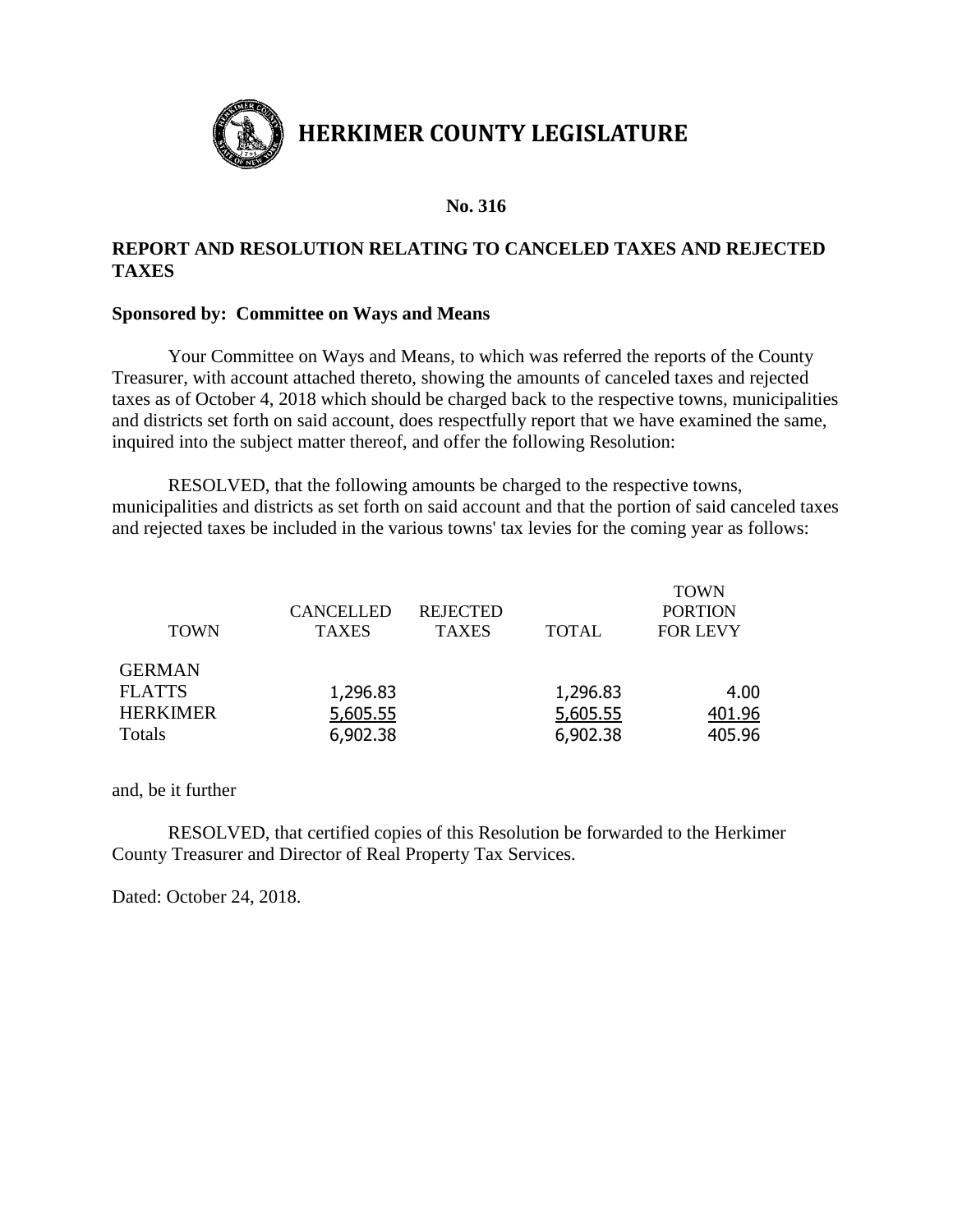# HERKIMER COUNTY LEGISLATURE

**No. 316**

**REPORT AND RESOLUTION RELATING TO CANCELED TAXES AND REJECTED TAXES**

**Sponsored by: Committee on Ways and Means**

Your Committee on Ways and Means, to which was referred the reports of the County Treasurer, with account attached thereto, showing the amounts of canceled taxes and rejected taxes as of October 4, 2018 which should be charged back to the respective towns, municipalities and districts set forth on said account, does respectfully report that we have examined the same, inquired into the subject matter thereof, and offer the following Resolution:

RESOLVED, that the following amounts be charged to the respective towns, municipalities and districts as set forth on said account and that the portion of said canceled taxes and rejected taxes be included in the various towns' tax levies for the coming year as follows:

| TOWN | CANCELLED TAXES | REJECTED TAXES | TOTAL | TOWN PORTION FOR LEVY |
|---|---|---|---|---|
| GERMAN FLATTS | 1,296.83 | | 1,296.83 | 4.00 |
| HERKIMER | 5,605.55 | | 5,605.55 | 401.96 |
| Totals | 6,902.38 | | 6,902.38 | 405.96 |

and, be it further

RESOLVED, that certified copies of this Resolution be forwarded to the Herkimer County Treasurer and Director of Real Property Tax Services.

Dated: October 24, 2018.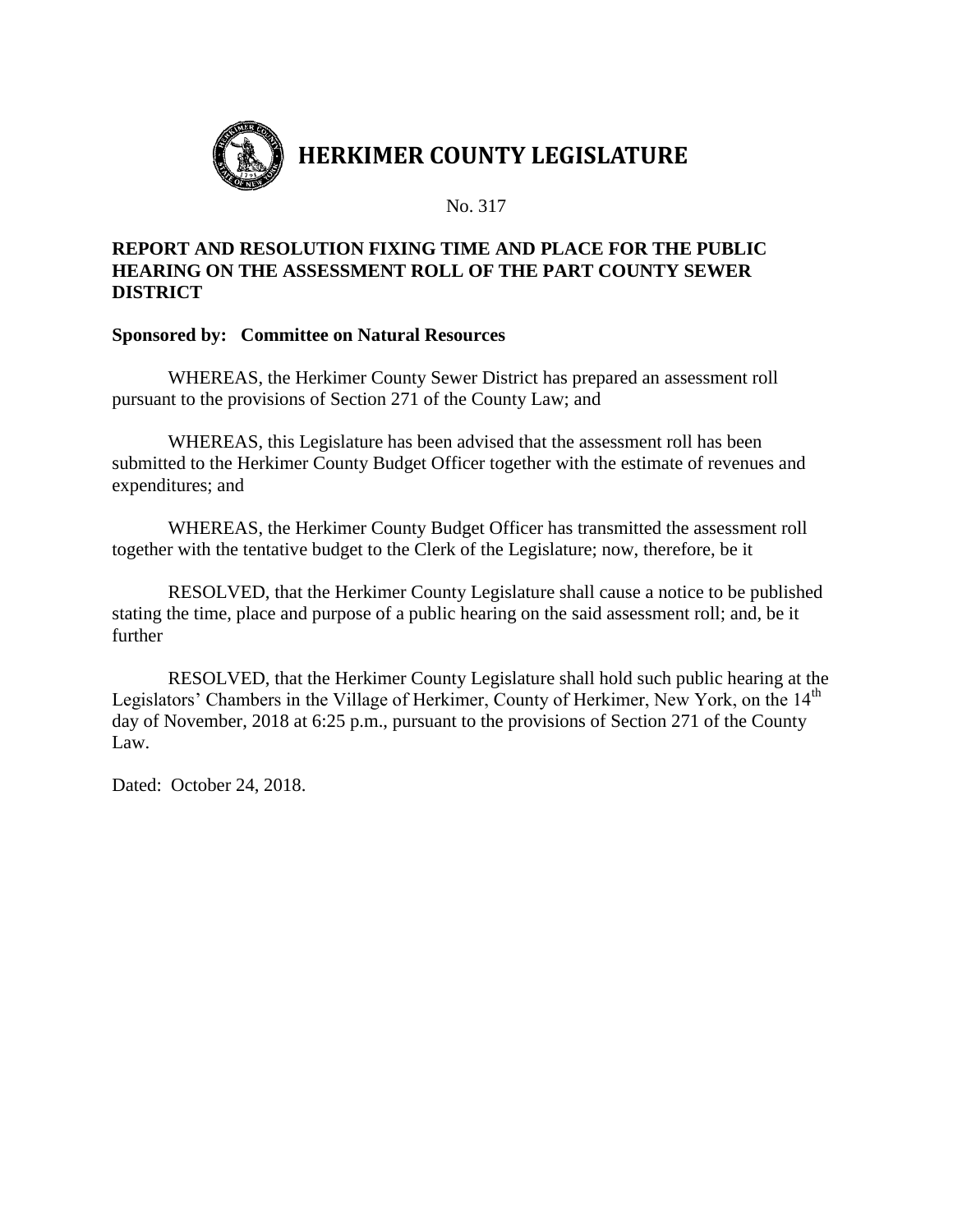# HERKIMER COUNTY LEGISLATURE

No. 317

**REPORT AND RESOLUTION FIXING TIME AND PLACE FOR THE PUBLIC HEARING ON THE ASSESSMENT ROLL OF THE PART COUNTY SEWER DISTRICT**

**Sponsored by: Committee on Natural Resources**

WHEREAS, the Herkimer County Sewer District has prepared an assessment roll pursuant to the provisions of Section 271 of the County Law; and

WHEREAS, this Legislature has been advised that the assessment roll has been submitted to the Herkimer County Budget Officer together with the estimate of revenues and expenditures; and

WHEREAS, the Herkimer County Budget Officer has transmitted the assessment roll together with the tentative budget to the Clerk of the Legislature; now, therefore, be it

RESOLVED, that the Herkimer County Legislature shall cause a notice to be published stating the time, place and purpose of a public hearing on the said assessment roll; and, be it further

RESOLVED, that the Herkimer County Legislature shall hold such public hearing at the Legislators' Chambers in the Village of Herkimer, County of Herkimer, New York, on the 14th day of November, 2018 at 6:25 p.m., pursuant to the provisions of Section 271 of the County Law.

Dated: October 24, 2018.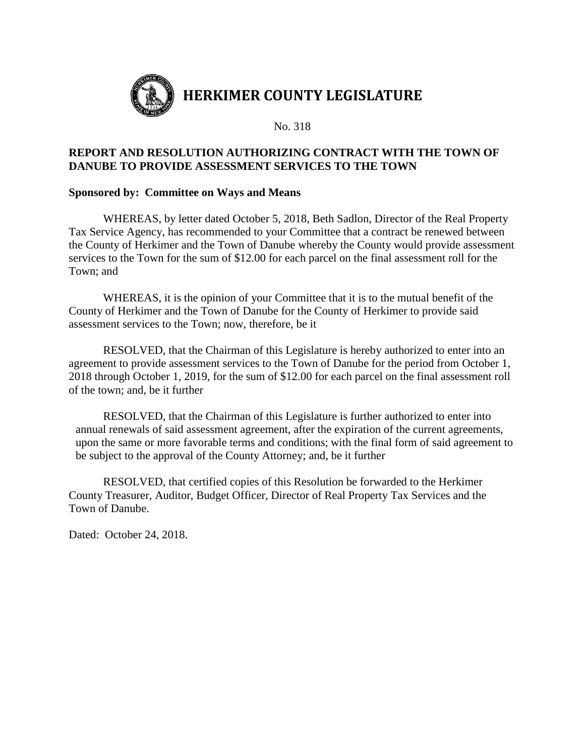# HERKIMER COUNTY LEGISLATURE

No. 318

**REPORT AND RESOLUTION AUTHORIZING CONTRACT WITH THE TOWN OF DANUBE TO PROVIDE ASSESSMENT SERVICES TO THE TOWN**

**Sponsored by: Committee on Ways and Means**

WHEREAS, by letter dated October 5, 2018, Beth Sadlon, Director of the Real Property Tax Service Agency, has recommended to your Committee that a contract be renewed between the County of Herkimer and the Town of Danube whereby the County would provide assessment services to the Town for the sum of $12.00 for each parcel on the final assessment roll for the Town; and

WHEREAS, it is the opinion of your Committee that it is to the mutual benefit of the County of Herkimer and the Town of Danube for the County of Herkimer to provide said assessment services to the Town; now, therefore, be it

RESOLVED, that the Chairman of this Legislature is hereby authorized to enter into an agreement to provide assessment services to the Town of Danube for the period from October 1, 2018 through October 1, 2019, for the sum of $12.00 for each parcel on the final assessment roll of the town; and, be it further

RESOLVED, that the Chairman of this Legislature is further authorized to enter into annual renewals of said assessment agreement, after the expiration of the current agreements, upon the same or more favorable terms and conditions; with the final form of said agreement to be subject to the approval of the County Attorney; and, be it further

RESOLVED, that certified copies of this Resolution be forwarded to the Herkimer County Treasurer, Auditor, Budget Officer, Director of Real Property Tax Services and the Town of Danube.

Dated: October 24, 2018.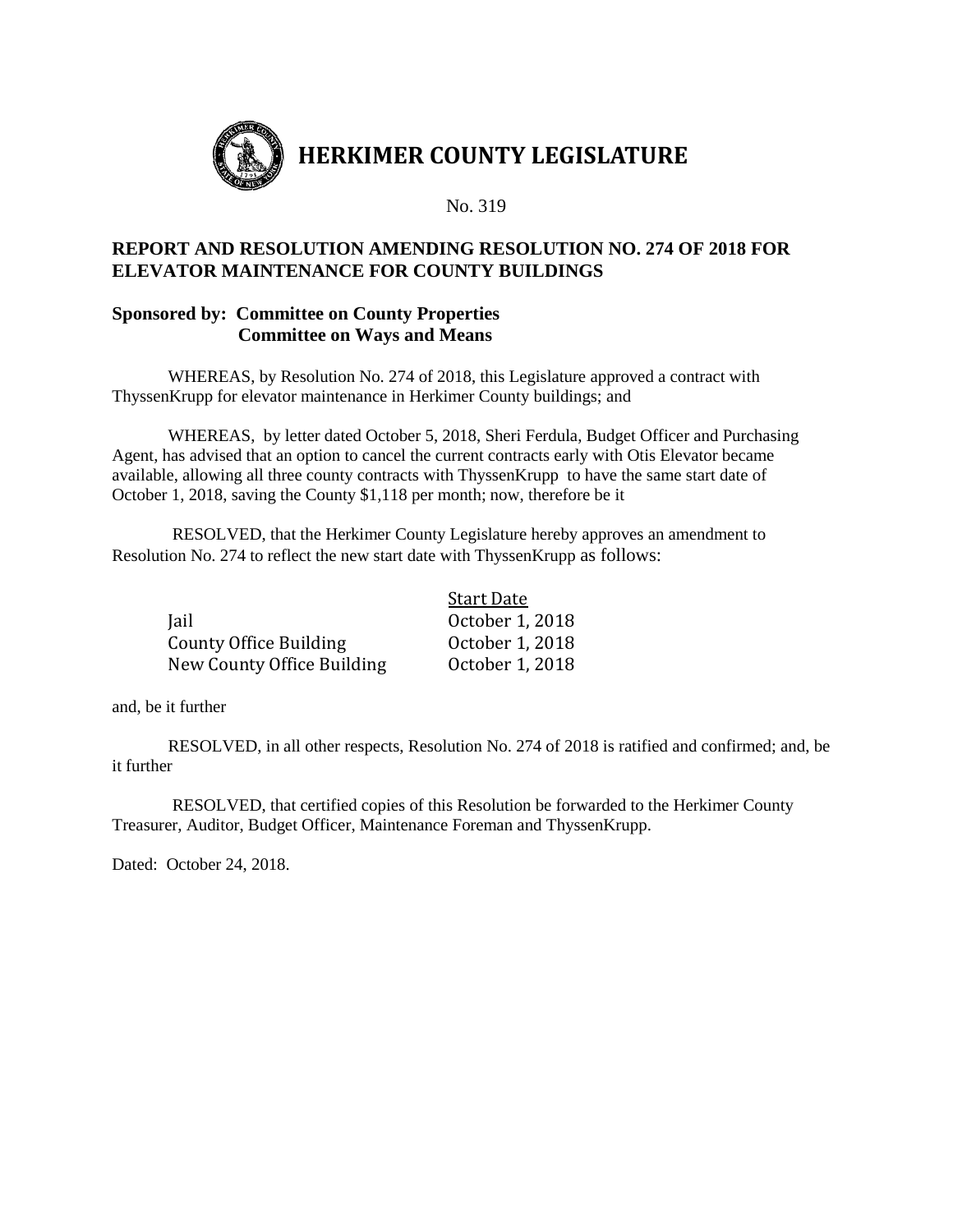# HERKIMER COUNTY LEGISLATURE

No. 319

**REPORT AND RESOLUTION AMENDING RESOLUTION NO. 274 OF 2018 FOR ELEVATOR MAINTENANCE FOR COUNTY BUILDINGS**

**Sponsored by: Committee on County Properties**
**Committee on Ways and Means**

WHEREAS, by Resolution No. 274 of 2018, this Legislature approved a contract with ThyssenKrupp for elevator maintenance in Herkimer County buildings; and

WHEREAS, by letter dated October 5, 2018, Sheri Ferdula, Budget Officer and Purchasing Agent, has advised that an option to cancel the current contracts early with Otis Elevator became available, allowing all three county contracts with ThyssenKrupp to have the same start date of October 1, 2018, saving the County $1,118 per month; now, therefore be it

RESOLVED, that the Herkimer County Legislature hereby approves an amendment to Resolution No. 274 to reflect the new start date with ThyssenKrupp as follows:

| | Start Date |
|---|---|
| Jail | October 1, 2018 |
| County Office Building | October 1, 2018 |
| New County Office Building | October 1, 2018 |

and, be it further

RESOLVED, in all other respects, Resolution No. 274 of 2018 is ratified and confirmed; and, be it further

RESOLVED, that certified copies of this Resolution be forwarded to the Herkimer County Treasurer, Auditor, Budget Officer, Maintenance Foreman and ThyssenKrupp.

Dated: October 24, 2018.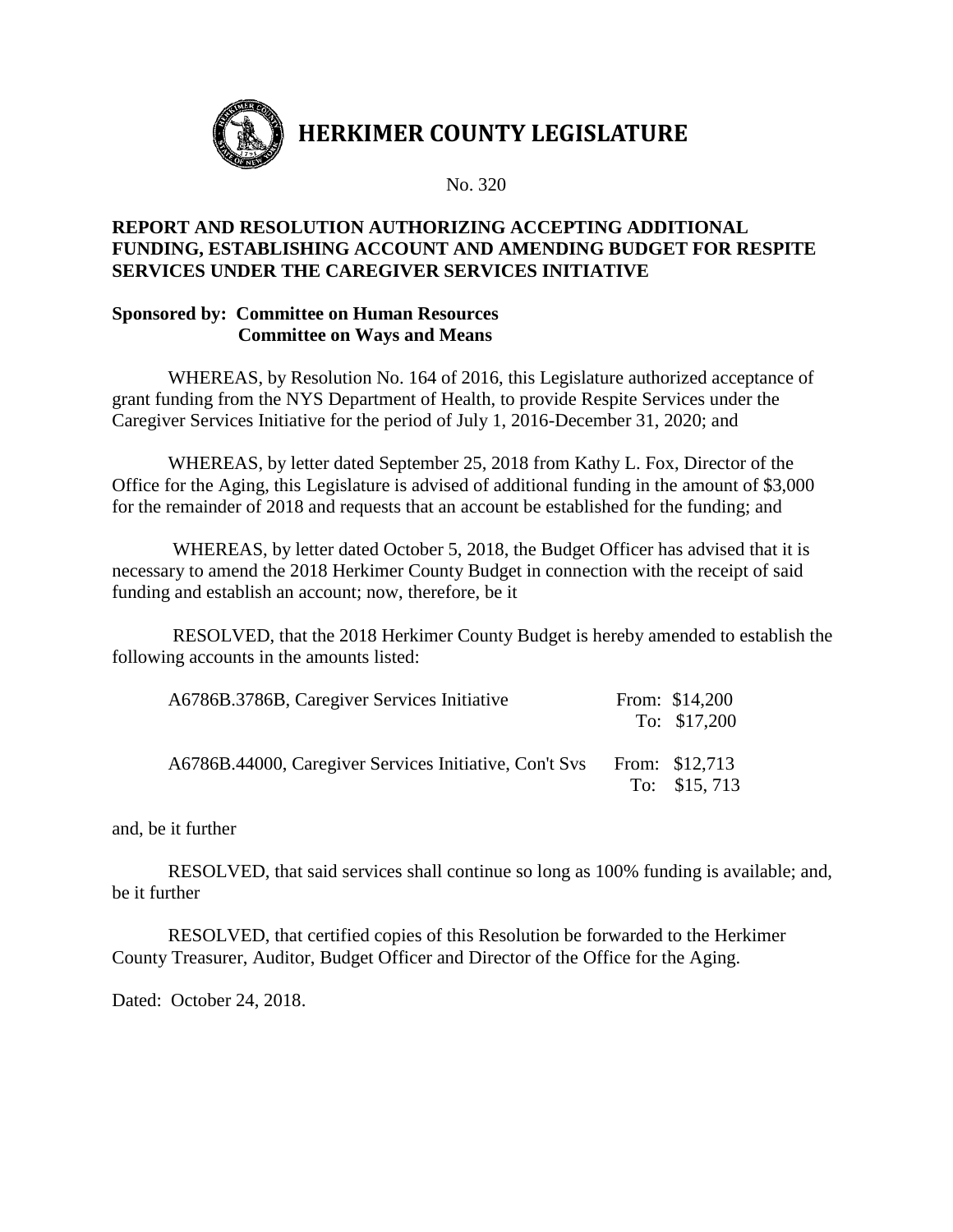# HERKIMER COUNTY LEGISLATURE

No. 320

**REPORT AND RESOLUTION AUTHORIZING ACCEPTING ADDITIONAL FUNDING, ESTABLISHING ACCOUNT AND AMENDING BUDGET FOR RESPITE SERVICES UNDER THE CAREGIVER SERVICES INITIATIVE**

**Sponsored by: Committee on Human Resources**
**Committee on Ways and Means**

WHEREAS, by Resolution No. 164 of 2016, this Legislature authorized acceptance of grant funding from the NYS Department of Health, to provide Respite Services under the Caregiver Services Initiative for the period of July 1, 2016-December 31, 2020; and

WHEREAS, by letter dated September 25, 2018 from Kathy L. Fox, Director of the Office for the Aging, this Legislature is advised of additional funding in the amount of $3,000 for the remainder of 2018 and requests that an account be established for the funding; and

WHEREAS, by letter dated October 5, 2018, the Budget Officer has advised that it is necessary to amend the 2018 Herkimer County Budget in connection with the receipt of said funding and establish an account; now, therefore, be it

RESOLVED, that the 2018 Herkimer County Budget is hereby amended to establish the following accounts in the amounts listed:

| Account | Amount |
|---|---|
| A6786B.3786B, Caregiver Services Initiative | From: $14,200<br>To: $17,200 |
| A6786B.44000, Caregiver Services Initiative, Con't Svs | From: $12,713<br>To: $15, 713 |

and, be it further

RESOLVED, that said services shall continue so long as 100% funding is available; and, be it further

RESOLVED, that certified copies of this Resolution be forwarded to the Herkimer County Treasurer, Auditor, Budget Officer and Director of the Office for the Aging.

Dated: October 24, 2018.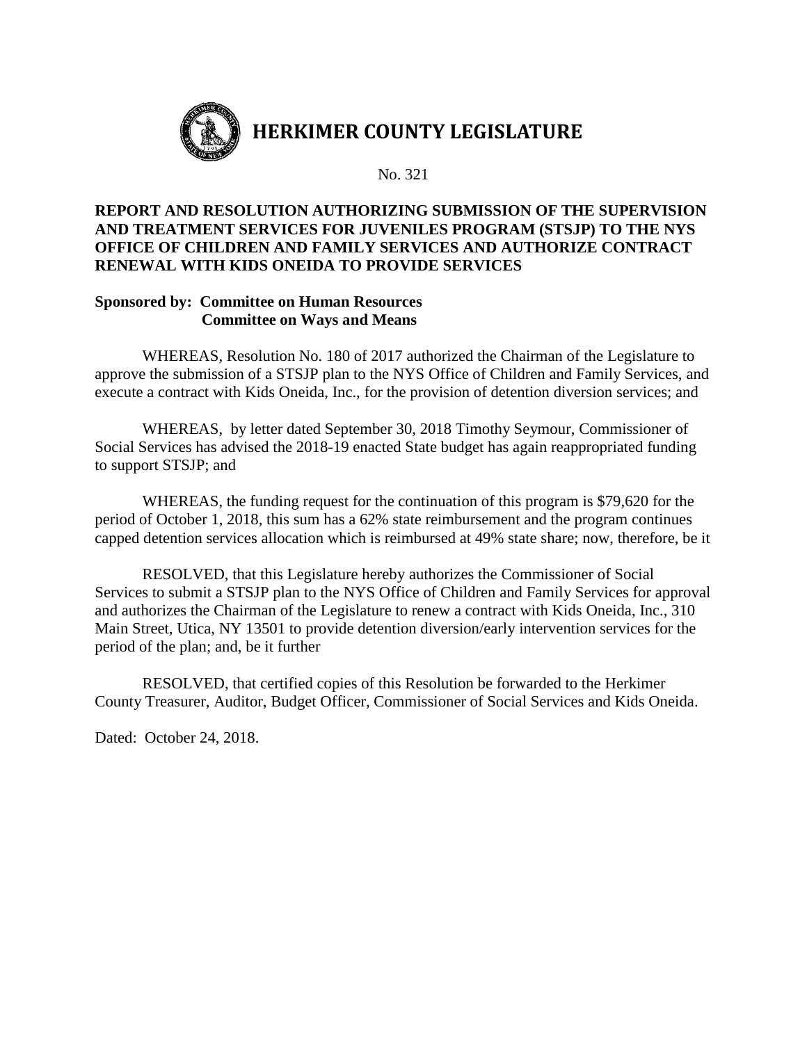# HERKIMER COUNTY LEGISLATURE

No. 321

**REPORT AND RESOLUTION AUTHORIZING SUBMISSION OF THE SUPERVISION AND TREATMENT SERVICES FOR JUVENILES PROGRAM (STSJP) TO THE NYS OFFICE OF CHILDREN AND FAMILY SERVICES AND AUTHORIZE CONTRACT RENEWAL WITH KIDS ONEIDA TO PROVIDE SERVICES**

**Sponsored by: Committee on Human Resources**
**Committee on Ways and Means**

WHEREAS, Resolution No. 180 of 2017 authorized the Chairman of the Legislature to approve the submission of a STSJP plan to the NYS Office of Children and Family Services, and execute a contract with Kids Oneida, Inc., for the provision of detention diversion services; and

WHEREAS, by letter dated September 30, 2018 Timothy Seymour, Commissioner of Social Services has advised the 2018-19 enacted State budget has again reappropriated funding to support STSJP; and

WHEREAS, the funding request for the continuation of this program is $79,620 for the period of October 1, 2018, this sum has a 62% state reimbursement and the program continues capped detention services allocation which is reimbursed at 49% state share; now, therefore, be it

RESOLVED, that this Legislature hereby authorizes the Commissioner of Social Services to submit a STSJP plan to the NYS Office of Children and Family Services for approval and authorizes the Chairman of the Legislature to renew a contract with Kids Oneida, Inc., 310 Main Street, Utica, NY 13501 to provide detention diversion/early intervention services for the period of the plan; and, be it further

RESOLVED, that certified copies of this Resolution be forwarded to the Herkimer County Treasurer, Auditor, Budget Officer, Commissioner of Social Services and Kids Oneida.

Dated: October 24, 2018.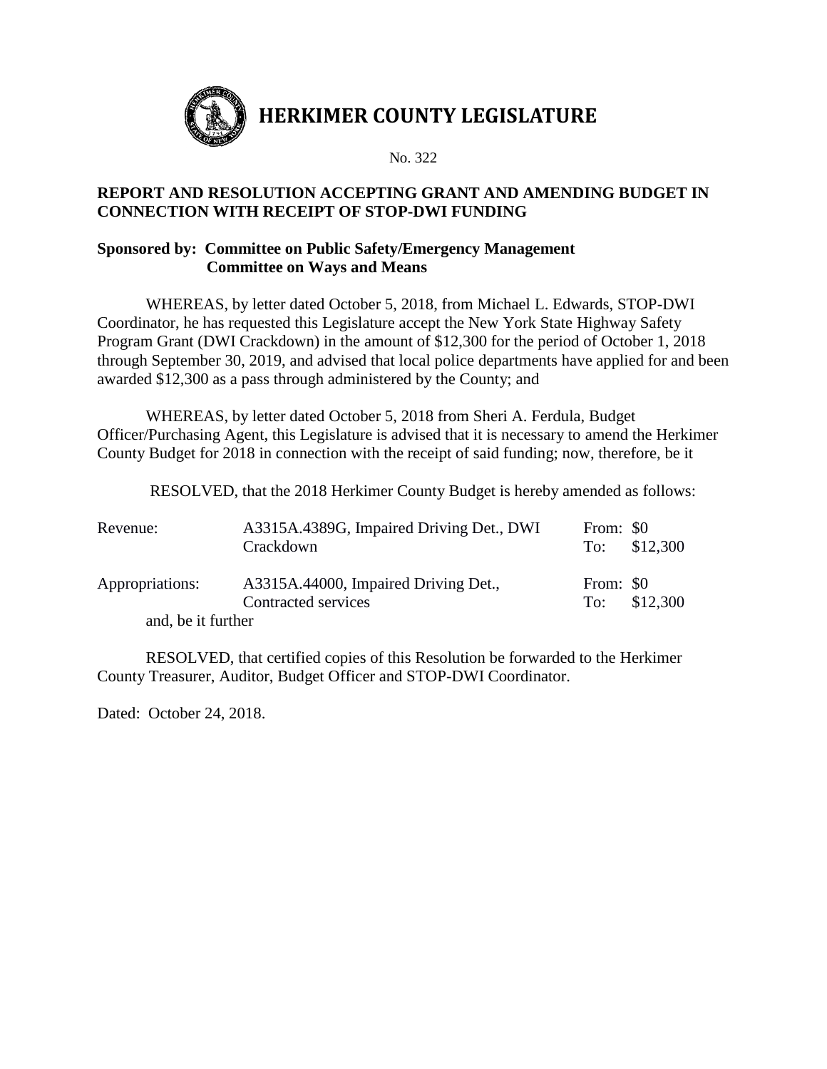# HERKIMER COUNTY LEGISLATURE

No. 322

**REPORT AND RESOLUTION ACCEPTING GRANT AND AMENDING BUDGET IN CONNECTION WITH RECEIPT OF STOP-DWI FUNDING**

**Sponsored by: Committee on Public Safety/Emergency Management**
**Committee on Ways and Means**

WHEREAS, by letter dated October 5, 2018, from Michael L. Edwards, STOP-DWI Coordinator, he has requested this Legislature accept the New York State Highway Safety Program Grant (DWI Crackdown) in the amount of $12,300 for the period of October 1, 2018 through September 30, 2019, and advised that local police departments have applied for and been awarded $12,300 as a pass through administered by the County; and

WHEREAS, by letter dated October 5, 2018 from Sheri A. Ferdula, Budget Officer/Purchasing Agent, this Legislature is advised that it is necessary to amend the Herkimer County Budget for 2018 in connection with the receipt of said funding; now, therefore, be it

RESOLVED, that the 2018 Herkimer County Budget is hereby amended as follows:

| | | | |
|---|---|---|---|
| Revenue: | A3315A.4389G, Impaired Driving Det., DWI Crackdown | From: To: | $0 $12,300 |
| Appropriations: | A3315A.44000, Impaired Driving Det., Contracted services | From: To: | $0 $12,300 |

and, be it further

RESOLVED, that certified copies of this Resolution be forwarded to the Herkimer County Treasurer, Auditor, Budget Officer and STOP-DWI Coordinator.

Dated: October 24, 2018.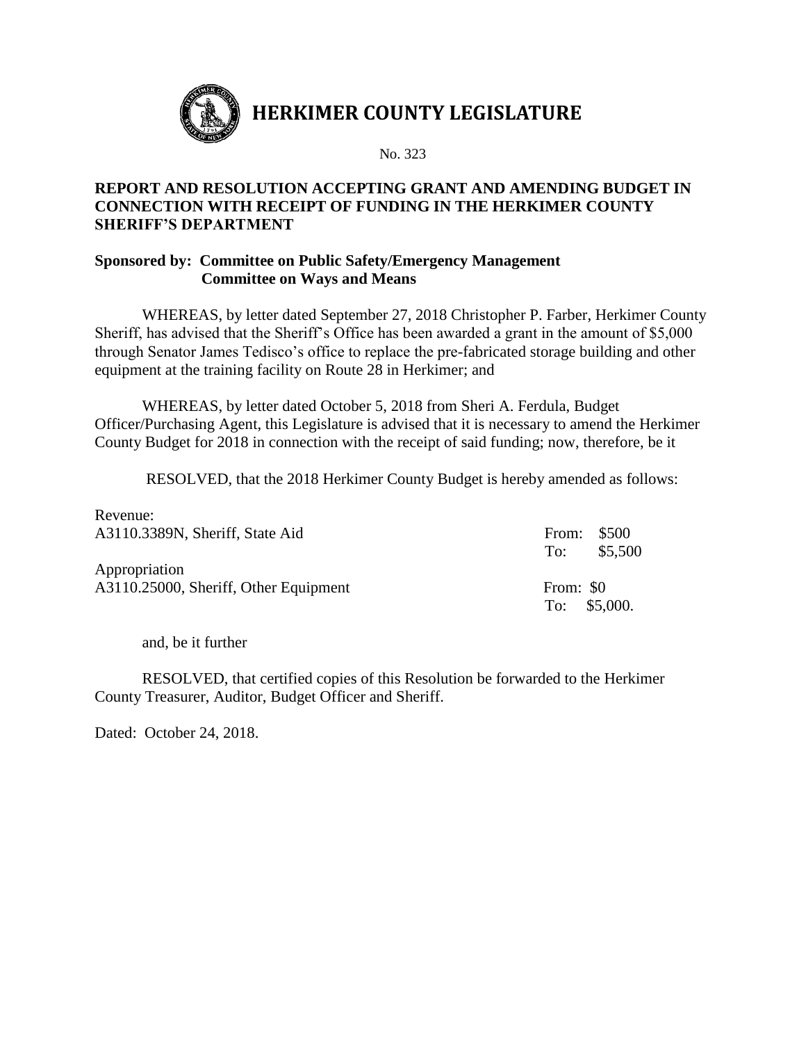# HERKIMER COUNTY LEGISLATURE

No. 323

**REPORT AND RESOLUTION ACCEPTING GRANT AND AMENDING BUDGET IN CONNECTION WITH RECEIPT OF FUNDING IN THE HERKIMER COUNTY SHERIFF'S DEPARTMENT**

**Sponsored by: Committee on Public Safety/Emergency Management**
**Committee on Ways and Means**

WHEREAS, by letter dated September 27, 2018 Christopher P. Farber, Herkimer County Sheriff, has advised that the Sheriff's Office has been awarded a grant in the amount of $5,000 through Senator James Tedisco's office to replace the pre-fabricated storage building and other equipment at the training facility on Route 28 in Herkimer; and

WHEREAS, by letter dated October 5, 2018 from Sheri A. Ferdula, Budget Officer/Purchasing Agent, this Legislature is advised that it is necessary to amend the Herkimer County Budget for 2018 in connection with the receipt of said funding; now, therefore, be it

RESOLVED, that the 2018 Herkimer County Budget is hereby amended as follows:

| | |
|---|---|
| Revenue: | |
| A3110.3389N, Sheriff, State Aid | From: $500 |
| | To: $5,500 |
| Appropriation | |
| A3110.25000, Sheriff, Other Equipment | From: $0 |
| | To: $5,000. |

and, be it further

RESOLVED, that certified copies of this Resolution be forwarded to the Herkimer County Treasurer, Auditor, Budget Officer and Sheriff.

Dated: October 24, 2018.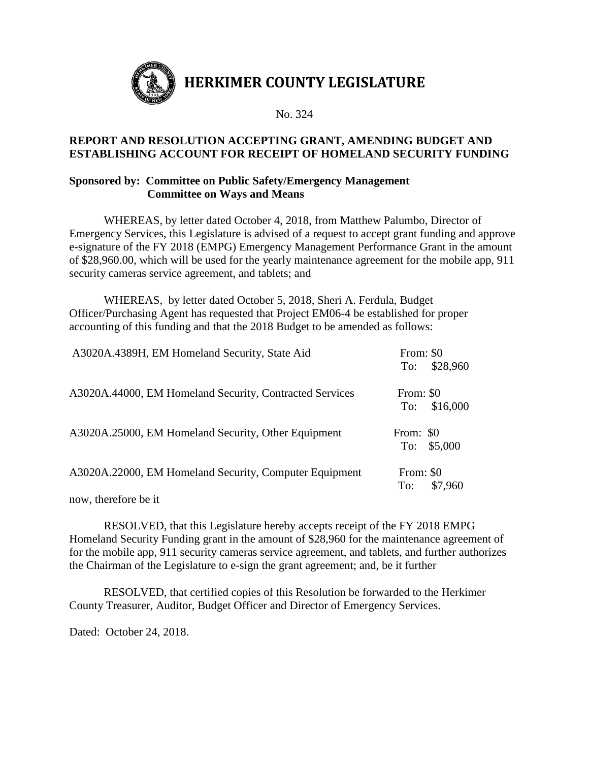# HERKIMER COUNTY LEGISLATURE

No. 324

**REPORT AND RESOLUTION ACCEPTING GRANT, AMENDING BUDGET AND ESTABLISHING ACCOUNT FOR RECEIPT OF HOMELAND SECURITY FUNDING**

**Sponsored by: Committee on Public Safety/Emergency Management**
**Committee on Ways and Means**

WHEREAS, by letter dated October 4, 2018, from Matthew Palumbo, Director of Emergency Services, this Legislature is advised of a request to accept grant funding and approve e-signature of the FY 2018 (EMPG) Emergency Management Performance Grant in the amount of $28,960.00, which will be used for the yearly maintenance agreement for the mobile app, 911 security cameras service agreement, and tablets; and

WHEREAS, by letter dated October 5, 2018, Sheri A. Ferdula, Budget Officer/Purchasing Agent has requested that Project EM06-4 be established for proper accounting of this funding and that the 2018 Budget to be amended as follows:

| Account | Amount |
|---|---|
| A3020A.4389H, EM Homeland Security, State Aid | From: $0<br>To: $28,960 |
| A3020A.44000, EM Homeland Security, Contracted Services | From: $0<br>To: $16,000 |
| A3020A.25000, EM Homeland Security, Other Equipment | From: $0<br>To: $5,000 |
| A3020A.22000, EM Homeland Security, Computer Equipment | From: $0<br>To: $7,960 |

now, therefore be it

RESOLVED, that this Legislature hereby accepts receipt of the FY 2018 EMPG Homeland Security Funding grant in the amount of $28,960 for the maintenance agreement of for the mobile app, 911 security cameras service agreement, and tablets, and further authorizes the Chairman of the Legislature to e-sign the grant agreement; and, be it further

RESOLVED, that certified copies of this Resolution be forwarded to the Herkimer County Treasurer, Auditor, Budget Officer and Director of Emergency Services.

Dated: October 24, 2018.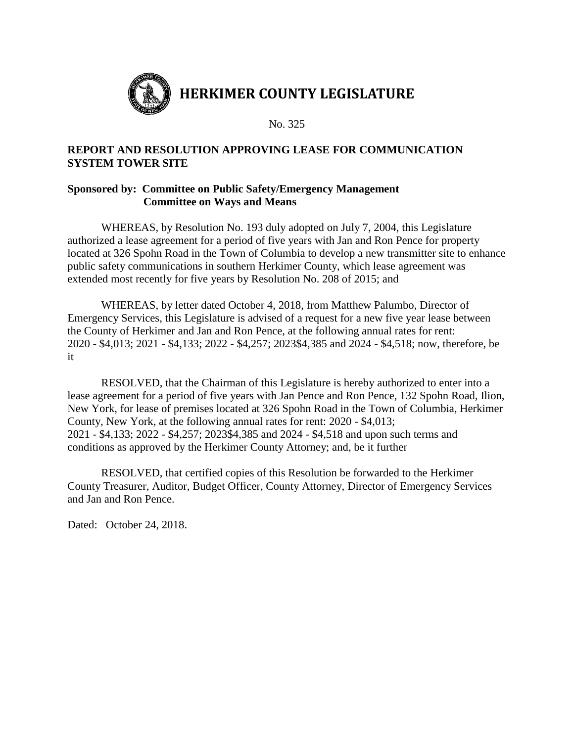# HERKIMER COUNTY LEGISLATURE

No. 325

**REPORT AND RESOLUTION APPROVING LEASE FOR COMMUNICATION SYSTEM TOWER SITE**

**Sponsored by: Committee on Public Safety/Emergency Management**
**Committee on Ways and Means**

WHEREAS, by Resolution No. 193 duly adopted on July 7, 2004, this Legislature authorized a lease agreement for a period of five years with Jan and Ron Pence for property located at 326 Spohn Road in the Town of Columbia to develop a new transmitter site to enhance public safety communications in southern Herkimer County, which lease agreement was extended most recently for five years by Resolution No. 208 of 2015; and

WHEREAS, by letter dated October 4, 2018, from Matthew Palumbo, Director of Emergency Services, this Legislature is advised of a request for a new five year lease between the County of Herkimer and Jan and Ron Pence, at the following annual rates for rent: 2020 - $4,013; 2021 - $4,133; 2022 - $4,257; 2023$4,385 and 2024 - $4,518; now, therefore, be it

RESOLVED, that the Chairman of this Legislature is hereby authorized to enter into a lease agreement for a period of five years with Jan Pence and Ron Pence, 132 Spohn Road, Ilion, New York, for lease of premises located at 326 Spohn Road in the Town of Columbia, Herkimer County, New York, at the following annual rates for rent: 2020 - $4,013; 2021 - $4,133; 2022 - $4,257; 2023$4,385 and 2024 - $4,518 and upon such terms and conditions as approved by the Herkimer County Attorney; and, be it further

RESOLVED, that certified copies of this Resolution be forwarded to the Herkimer County Treasurer, Auditor, Budget Officer, County Attorney, Director of Emergency Services and Jan and Ron Pence.

Dated: October 24, 2018.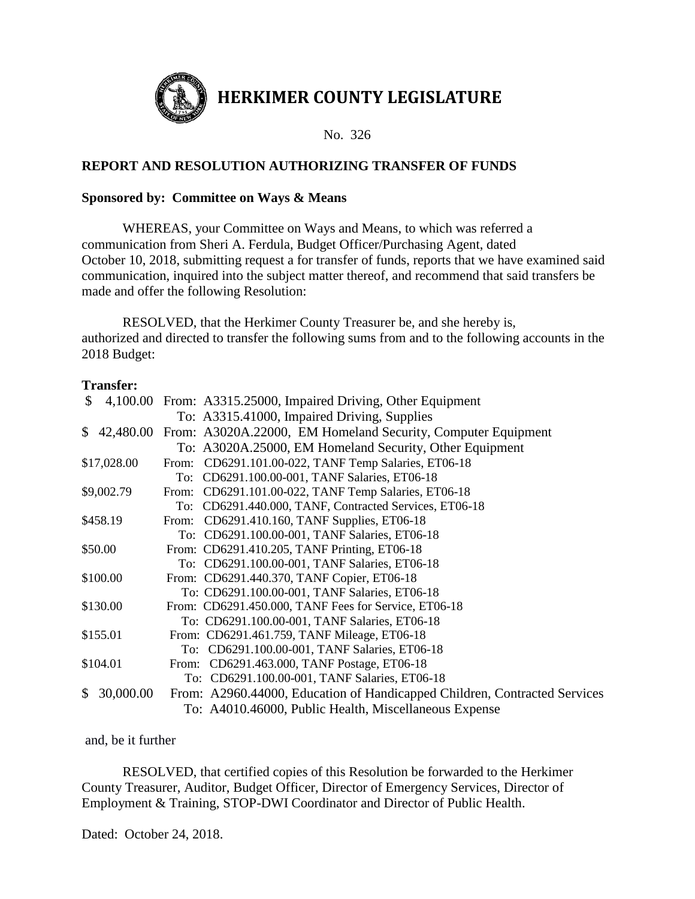# HERKIMER COUNTY LEGISLATURE

No. 326

**REPORT AND RESOLUTION AUTHORIZING TRANSFER OF FUNDS**

**Sponsored by: Committee on Ways & Means**

WHEREAS, your Committee on Ways and Means, to which was referred a communication from Sheri A. Ferdula, Budget Officer/Purchasing Agent, dated October 10, 2018, submitting request a for transfer of funds, reports that we have examined said communication, inquired into the subject matter thereof, and recommend that said transfers be made and offer the following Resolution:

RESOLVED, that the Herkimer County Treasurer be, and she hereby is, authorized and directed to transfer the following sums from and to the following accounts in the 2018 Budget:

**Transfer:**

| Amount | |
|---|---|
| $ 4,100.00 | From: A3315.25000, Impaired Driving, Other Equipment |
| | To: A3315.41000, Impaired Driving, Supplies |
| $ 42,480.00 | From: A3020A.22000, EM Homeland Security, Computer Equipment |
| | To: A3020A.25000, EM Homeland Security, Other Equipment |
| $17,028.00 | From: CD6291.101.00-022, TANF Temp Salaries, ET06-18 |
| | To: CD6291.100.00-001, TANF Salaries, ET06-18 |
| $9,002.79 | From: CD6291.101.00-022, TANF Temp Salaries, ET06-18 |
| | To: CD6291.440.000, TANF, Contracted Services, ET06-18 |
| $458.19 | From: CD6291.410.160, TANF Supplies, ET06-18 |
| | To: CD6291.100.00-001, TANF Salaries, ET06-18 |
| $50.00 | From: CD6291.410.205, TANF Printing, ET06-18 |
| | To: CD6291.100.00-001, TANF Salaries, ET06-18 |
| $100.00 | From: CD6291.440.370, TANF Copier, ET06-18 |
| | To: CD6291.100.00-001, TANF Salaries, ET06-18 |
| $130.00 | From: CD6291.450.000, TANF Fees for Service, ET06-18 |
| | To: CD6291.100.00-001, TANF Salaries, ET06-18 |
| $155.01 | From: CD6291.461.759, TANF Mileage, ET06-18 |
| | To: CD6291.100.00-001, TANF Salaries, ET06-18 |
| $104.01 | From: CD6291.463.000, TANF Postage, ET06-18 |
| | To: CD6291.100.00-001, TANF Salaries, ET06-18 |
| $ 30,000.00 | From: A2960.44000, Education of Handicapped Children, Contracted Services |
| | To: A4010.46000, Public Health, Miscellaneous Expense |

and, be it further

RESOLVED, that certified copies of this Resolution be forwarded to the Herkimer County Treasurer, Auditor, Budget Officer, Director of Emergency Services, Director of Employment & Training, STOP-DWI Coordinator and Director of Public Health.

Dated: October 24, 2018.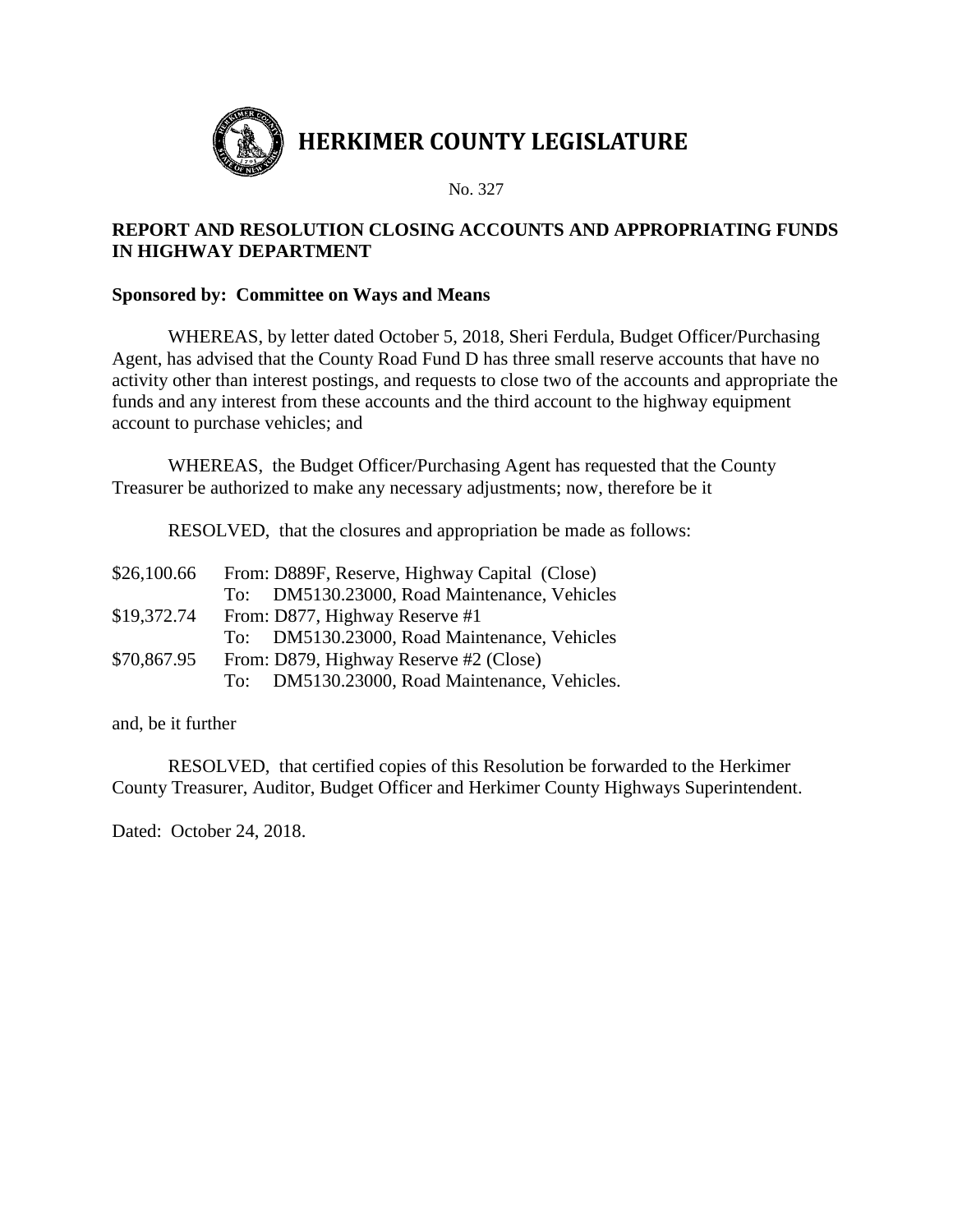# HERKIMER COUNTY LEGISLATURE

No. 327

**REPORT AND RESOLUTION CLOSING ACCOUNTS AND APPROPRIATING FUNDS IN HIGHWAY DEPARTMENT**

**Sponsored by: Committee on Ways and Means**

WHEREAS, by letter dated October 5, 2018, Sheri Ferdula, Budget Officer/Purchasing Agent, has advised that the County Road Fund D has three small reserve accounts that have no activity other than interest postings, and requests to close two of the accounts and appropriate the funds and any interest from these accounts and the third account to the highway equipment account to purchase vehicles; and

WHEREAS, the Budget Officer/Purchasing Agent has requested that the County Treasurer be authorized to make any necessary adjustments; now, therefore be it

RESOLVED, that the closures and appropriation be made as follows:

| | |
|---|---|
| $26,100.66 | From: D889F, Reserve, Highway Capital (Close) |
| | To: DM5130.23000, Road Maintenance, Vehicles |
| $19,372.74 | From: D877, Highway Reserve #1 |
| | To: DM5130.23000, Road Maintenance, Vehicles |
| $70,867.95 | From: D879, Highway Reserve #2 (Close) |
| | To: DM5130.23000, Road Maintenance, Vehicles. |

and, be it further

RESOLVED, that certified copies of this Resolution be forwarded to the Herkimer County Treasurer, Auditor, Budget Officer and Herkimer County Highways Superintendent.

Dated: October 24, 2018.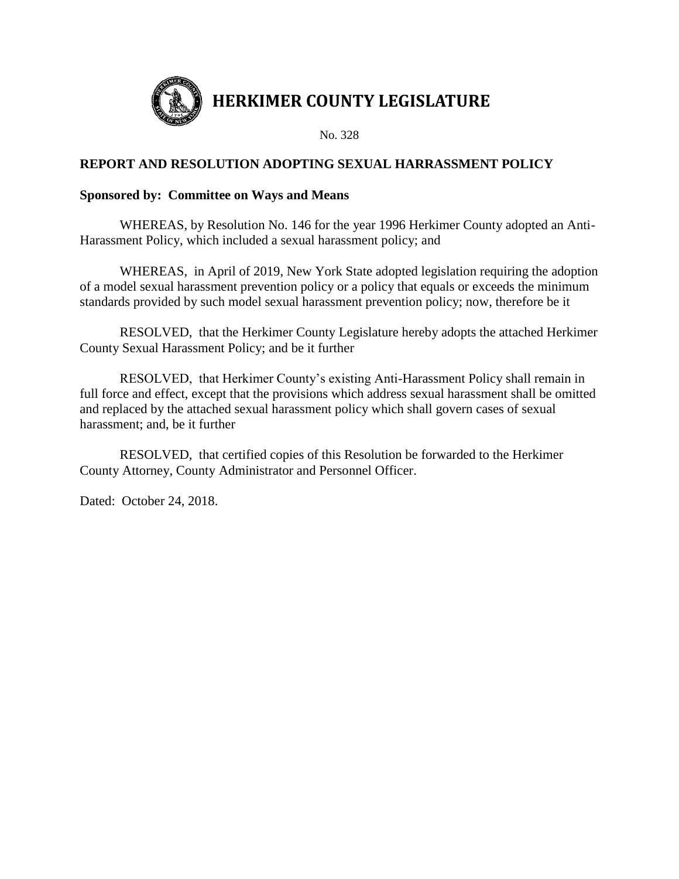# HERKIMER COUNTY LEGISLATURE

No. 328

**REPORT AND RESOLUTION ADOPTING SEXUAL HARRASSMENT POLICY**

**Sponsored by: Committee on Ways and Means**

WHEREAS, by Resolution No. 146 for the year 1996 Herkimer County adopted an Anti-Harassment Policy, which included a sexual harassment policy; and

WHEREAS, in April of 2019, New York State adopted legislation requiring the adoption of a model sexual harassment prevention policy or a policy that equals or exceeds the minimum standards provided by such model sexual harassment prevention policy; now, therefore be it

RESOLVED, that the Herkimer County Legislature hereby adopts the attached Herkimer County Sexual Harassment Policy; and be it further

RESOLVED, that Herkimer County's existing Anti-Harassment Policy shall remain in full force and effect, except that the provisions which address sexual harassment shall be omitted and replaced by the attached sexual harassment policy which shall govern cases of sexual harassment; and, be it further

RESOLVED, that certified copies of this Resolution be forwarded to the Herkimer County Attorney, County Administrator and Personnel Officer.

Dated: October 24, 2018.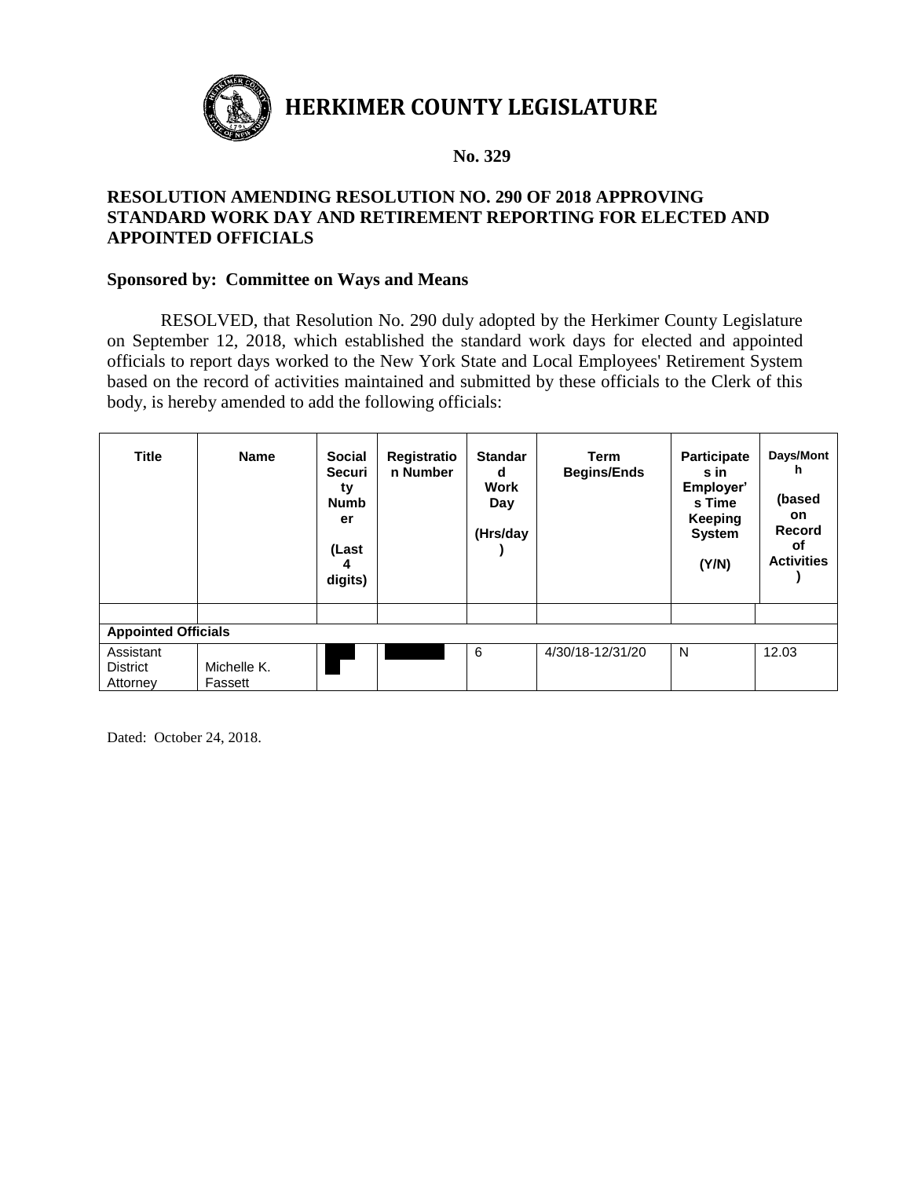# HERKIMER COUNTY LEGISLATURE

**No. 329**

**RESOLUTION AMENDING RESOLUTION NO. 290 OF 2018 APPROVING STANDARD WORK DAY AND RETIREMENT REPORTING FOR ELECTED AND APPOINTED OFFICIALS**

**Sponsored by: Committee on Ways and Means**

RESOLVED, that Resolution No. 290 duly adopted by the Herkimer County Legislature on September 12, 2018, which established the standard work days for elected and appointed officials to report days worked to the New York State and Local Employees' Retirement System based on the record of activities maintained and submitted by these officials to the Clerk of this body, is hereby amended to add the following officials:

| Title | Name | Social Security Number (Last 4 digits) | Registration Number | Standard Work Day (Hrs/day) | Term Begins/Ends | Participates in Employer's Time Keeping System (Y/N) | Days/Month (based on Record of Activities) |
|---|---|---|---|---|---|---|---|
| | | | | | | | |
| **Appointed Officials** | | | | | | | |
| Assistant District Attorney | Michelle K. Fassett | | | 6 | 4/30/18-12/31/20 | N | 12.03 |

Dated: October 24, 2018.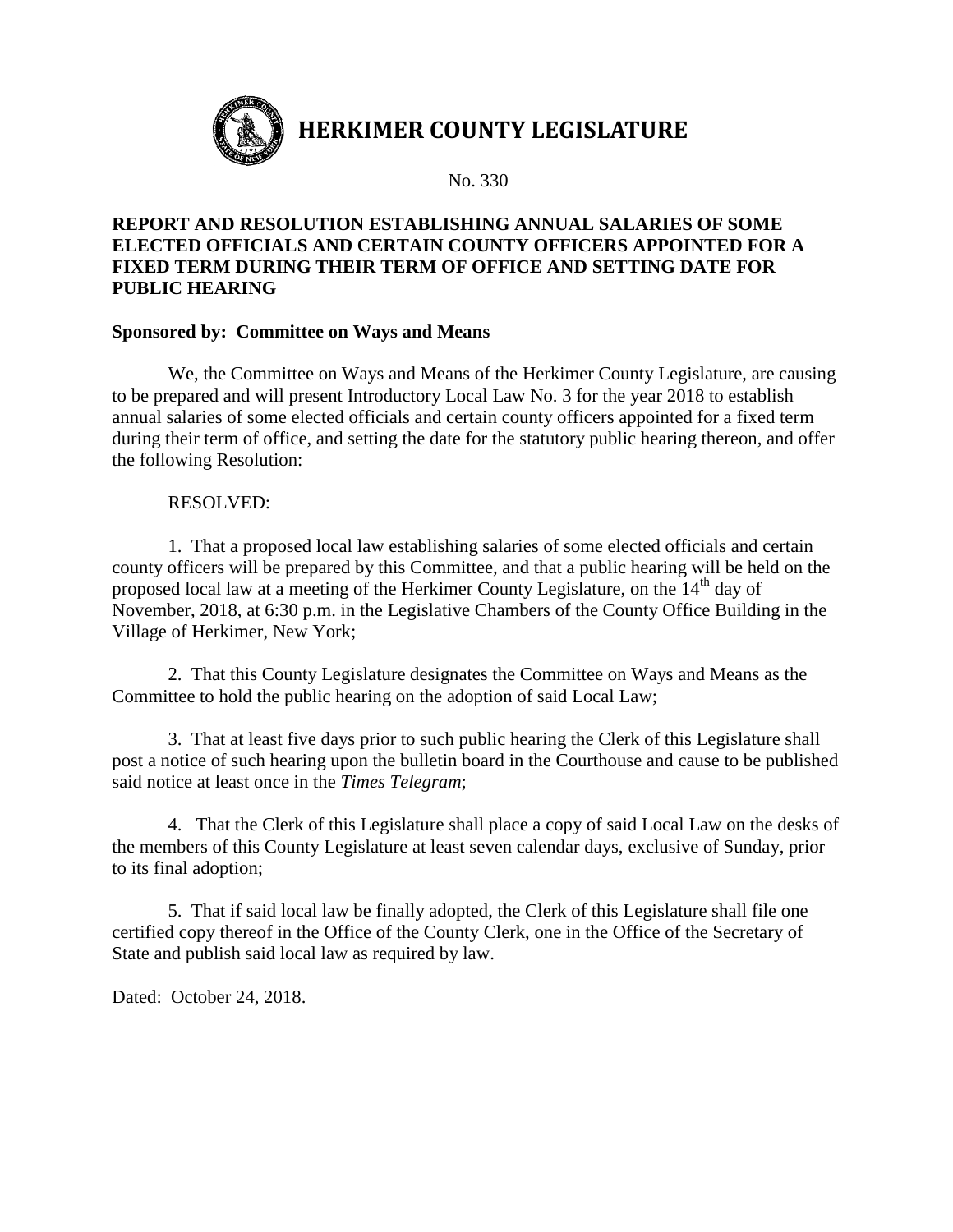# HERKIMER COUNTY LEGISLATURE

No. 330

**REPORT AND RESOLUTION ESTABLISHING ANNUAL SALARIES OF SOME ELECTED OFFICIALS AND CERTAIN COUNTY OFFICERS APPOINTED FOR A FIXED TERM DURING THEIR TERM OF OFFICE AND SETTING DATE FOR PUBLIC HEARING**

**Sponsored by: Committee on Ways and Means**

We, the Committee on Ways and Means of the Herkimer County Legislature, are causing to be prepared and will present Introductory Local Law No. 3 for the year 2018 to establish annual salaries of some elected officials and certain county officers appointed for a fixed term during their term of office, and setting the date for the statutory public hearing thereon, and offer the following Resolution:

RESOLVED:

1. That a proposed local law establishing salaries of some elected officials and certain county officers will be prepared by this Committee, and that a public hearing will be held on the proposed local law at a meeting of the Herkimer County Legislature, on the 14th day of November, 2018, at 6:30 p.m. in the Legislative Chambers of the County Office Building in the Village of Herkimer, New York;

2. That this County Legislature designates the Committee on Ways and Means as the Committee to hold the public hearing on the adoption of said Local Law;

3. That at least five days prior to such public hearing the Clerk of this Legislature shall post a notice of such hearing upon the bulletin board in the Courthouse and cause to be published said notice at least once in the *Times Telegram*;

4. That the Clerk of this Legislature shall place a copy of said Local Law on the desks of the members of this County Legislature at least seven calendar days, exclusive of Sunday, prior to its final adoption;

5. That if said local law be finally adopted, the Clerk of this Legislature shall file one certified copy thereof in the Office of the County Clerk, one in the Office of the Secretary of State and publish said local law as required by law.

Dated: October 24, 2018.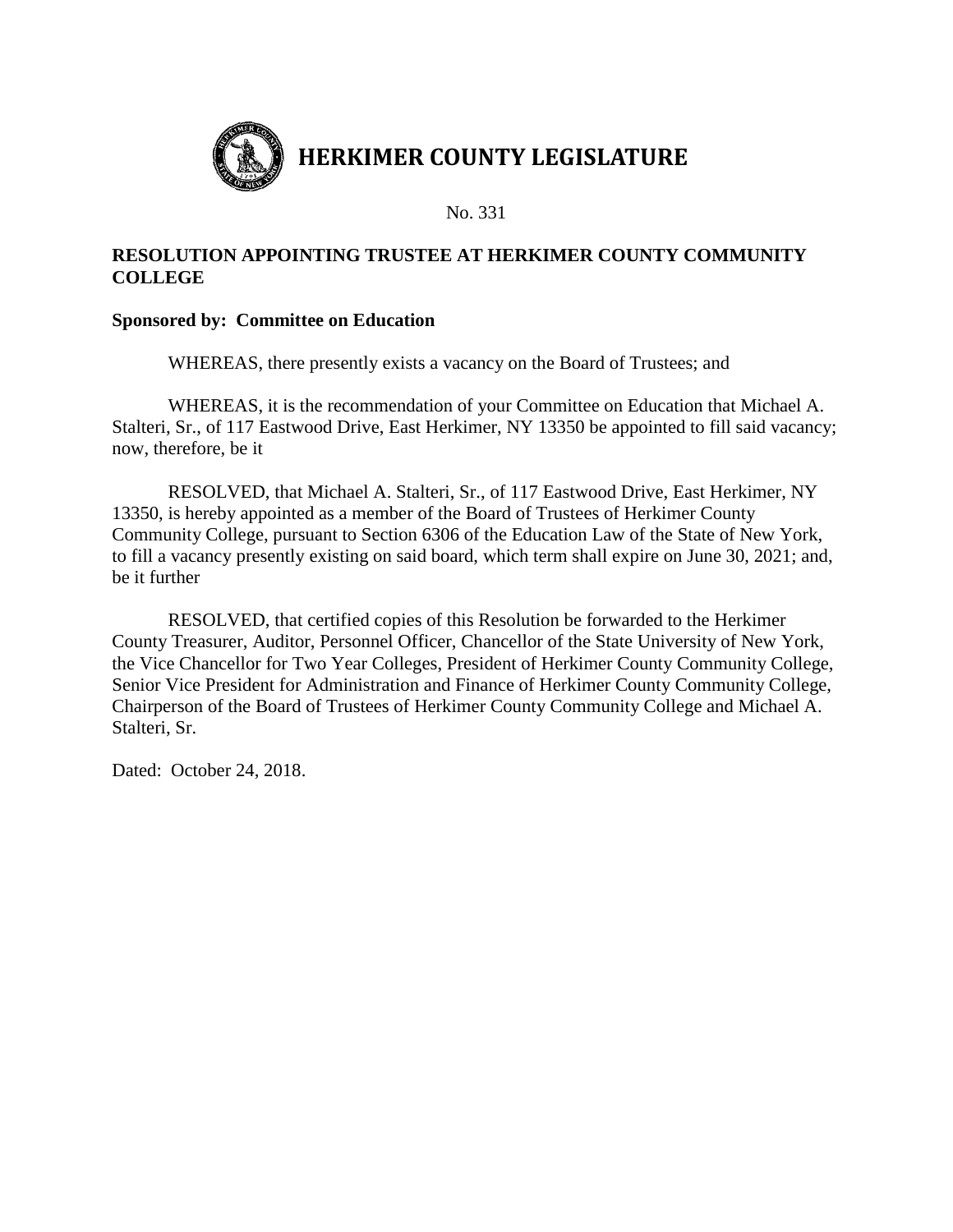# HERKIMER COUNTY LEGISLATURE

No. 331

**RESOLUTION APPOINTING TRUSTEE AT HERKIMER COUNTY COMMUNITY COLLEGE**

**Sponsored by: Committee on Education**

WHEREAS, there presently exists a vacancy on the Board of Trustees; and

WHEREAS, it is the recommendation of your Committee on Education that Michael A. Stalteri, Sr., of 117 Eastwood Drive, East Herkimer, NY 13350 be appointed to fill said vacancy; now, therefore, be it

RESOLVED, that Michael A. Stalteri, Sr., of 117 Eastwood Drive, East Herkimer, NY 13350, is hereby appointed as a member of the Board of Trustees of Herkimer County Community College, pursuant to Section 6306 of the Education Law of the State of New York, to fill a vacancy presently existing on said board, which term shall expire on June 30, 2021; and, be it further

RESOLVED, that certified copies of this Resolution be forwarded to the Herkimer County Treasurer, Auditor, Personnel Officer, Chancellor of the State University of New York, the Vice Chancellor for Two Year Colleges, President of Herkimer County Community College, Senior Vice President for Administration and Finance of Herkimer County Community College, Chairperson of the Board of Trustees of Herkimer County Community College and Michael A. Stalteri, Sr.

Dated: October 24, 2018.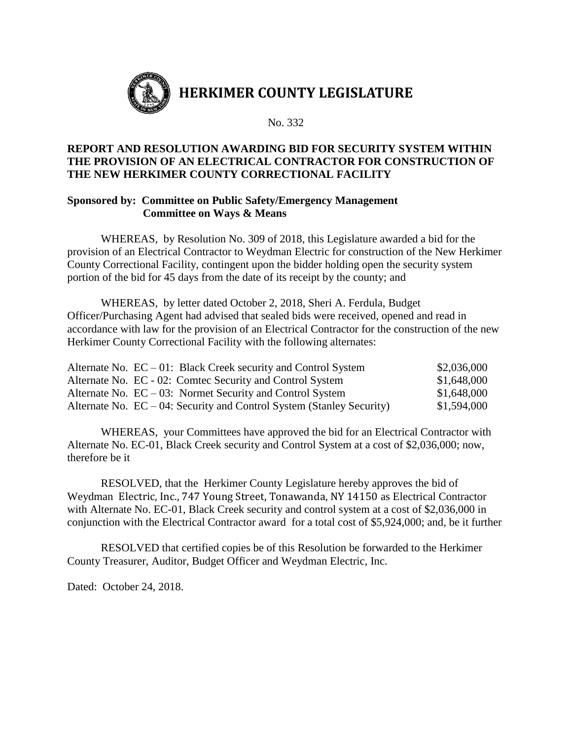# HERKIMER COUNTY LEGISLATURE

No. 332

**REPORT AND RESOLUTION AWARDING BID FOR SECURITY SYSTEM WITHIN THE PROVISION OF AN ELECTRICAL CONTRACTOR FOR CONSTRUCTION OF THE NEW HERKIMER COUNTY CORRECTIONAL FACILITY**

**Sponsored by: Committee on Public Safety/Emergency Management**
**Committee on Ways & Means**

WHEREAS, by Resolution No. 309 of 2018, this Legislature awarded a bid for the provision of an Electrical Contractor to Weydman Electric for construction of the New Herkimer County Correctional Facility, contingent upon the bidder holding open the security system portion of the bid for 45 days from the date of its receipt by the county; and

WHEREAS, by letter dated October 2, 2018, Sheri A. Ferdula, Budget Officer/Purchasing Agent had advised that sealed bids were received, opened and read in accordance with law for the provision of an Electrical Contractor for the construction of the new Herkimer County Correctional Facility with the following alternates:

| | |
|---|---|
| Alternate No. EC – 01: Black Creek security and Control System | $2,036,000 |
| Alternate No. EC - 02: Comtec Security and Control System | $1,648,000 |
| Alternate No. EC – 03: Normet Security and Control System | $1,648,000 |
| Alternate No. EC – 04: Security and Control System (Stanley Security) | $1,594,000 |

WHEREAS, your Committees have approved the bid for an Electrical Contractor with Alternate No. EC-01, Black Creek security and Control System at a cost of $2,036,000; now, therefore be it

RESOLVED, that the Herkimer County Legislature hereby approves the bid of Weydman Electric, Inc., 747 Young Street, Tonawanda, NY 14150 as Electrical Contractor with Alternate No. EC-01, Black Creek security and control system at a cost of $2,036,000 in conjunction with the Electrical Contractor award for a total cost of $5,924,000; and, be it further

RESOLVED that certified copies be of this Resolution be forwarded to the Herkimer County Treasurer, Auditor, Budget Officer and Weydman Electric, Inc.

Dated: October 24, 2018.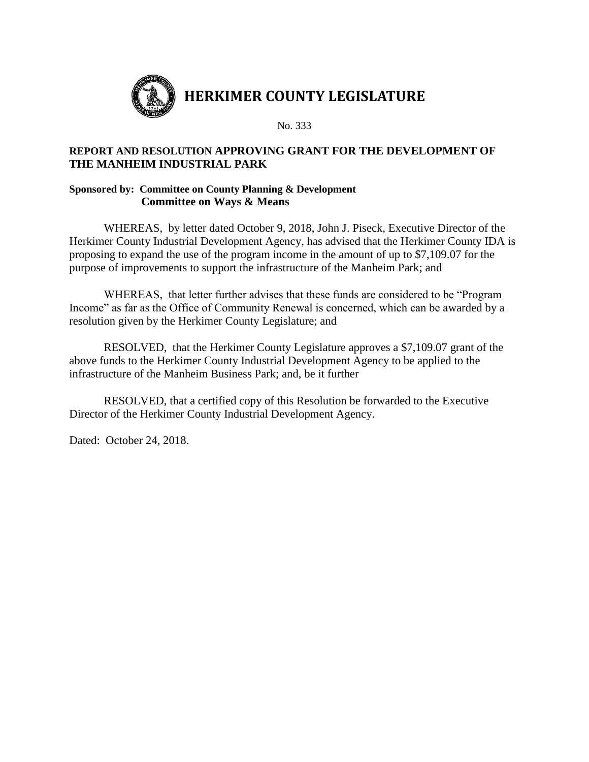# HERKIMER COUNTY LEGISLATURE

No. 333

**REPORT AND RESOLUTION APPROVING GRANT FOR THE DEVELOPMENT OF THE MANHEIM INDUSTRIAL PARK**

**Sponsored by: Committee on County Planning & Development**
**Committee on Ways & Means**

WHEREAS, by letter dated October 9, 2018, John J. Piseck, Executive Director of the Herkimer County Industrial Development Agency, has advised that the Herkimer County IDA is proposing to expand the use of the program income in the amount of up to $7,109.07 for the purpose of improvements to support the infrastructure of the Manheim Park; and

WHEREAS, that letter further advises that these funds are considered to be "Program Income" as far as the Office of Community Renewal is concerned, which can be awarded by a resolution given by the Herkimer County Legislature; and

RESOLVED, that the Herkimer County Legislature approves a $7,109.07 grant of the above funds to the Herkimer County Industrial Development Agency to be applied to the infrastructure of the Manheim Business Park; and, be it further

RESOLVED, that a certified copy of this Resolution be forwarded to the Executive Director of the Herkimer County Industrial Development Agency.

Dated: October 24, 2018.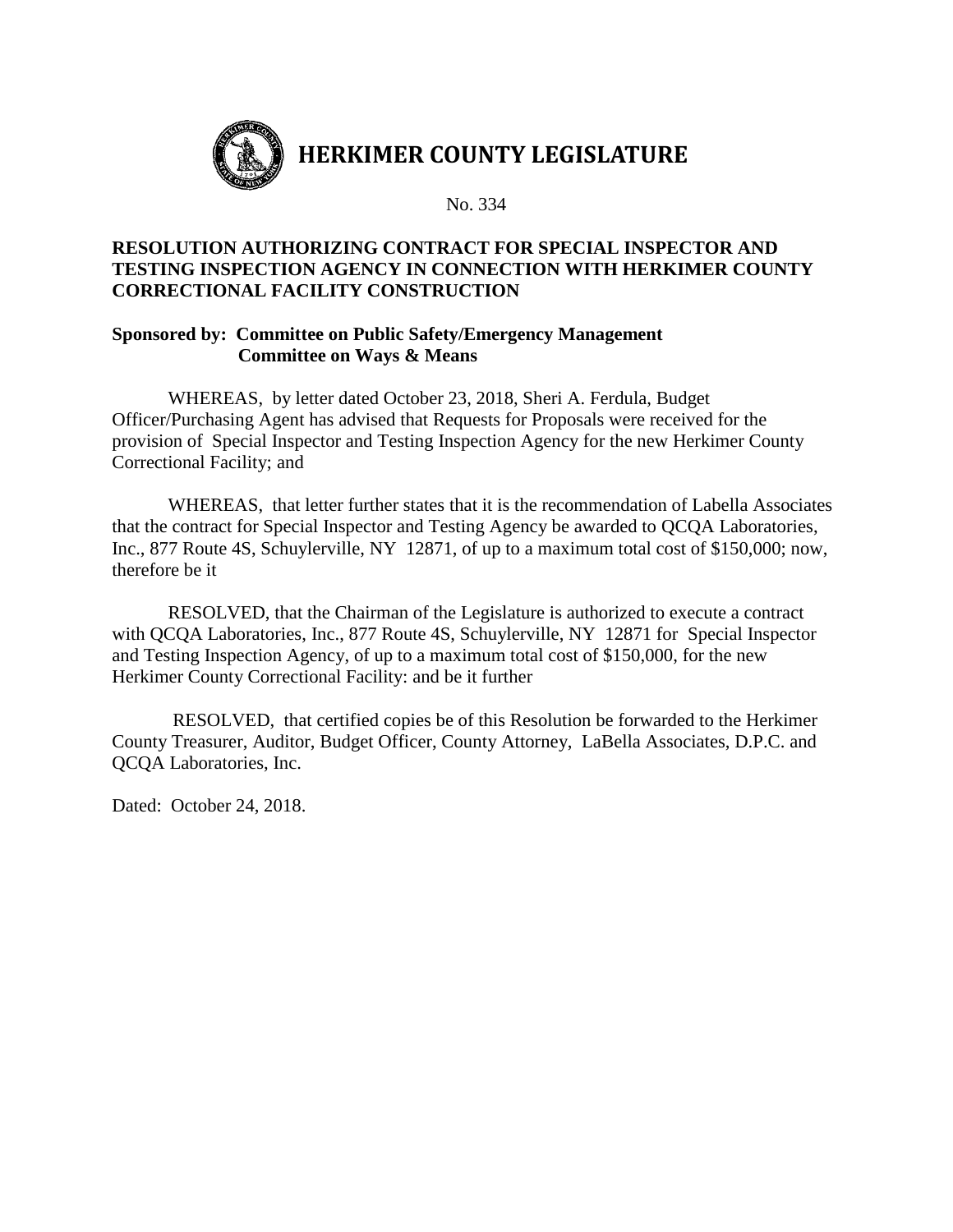# HERKIMER COUNTY LEGISLATURE

No. 334

**RESOLUTION AUTHORIZING CONTRACT FOR SPECIAL INSPECTOR AND TESTING INSPECTION AGENCY IN CONNECTION WITH HERKIMER COUNTY CORRECTIONAL FACILITY CONSTRUCTION**

**Sponsored by: Committee on Public Safety/Emergency Management**
**Committee on Ways & Means**

WHEREAS, by letter dated October 23, 2018, Sheri A. Ferdula, Budget Officer/Purchasing Agent has advised that Requests for Proposals were received for the provision of Special Inspector and Testing Inspection Agency for the new Herkimer County Correctional Facility; and

WHEREAS, that letter further states that it is the recommendation of Labella Associates that the contract for Special Inspector and Testing Agency be awarded to QCQA Laboratories, Inc., 877 Route 4S, Schuylerville, NY 12871, of up to a maximum total cost of $150,000; now, therefore be it

RESOLVED, that the Chairman of the Legislature is authorized to execute a contract with QCQA Laboratories, Inc., 877 Route 4S, Schuylerville, NY 12871 for Special Inspector and Testing Inspection Agency, of up to a maximum total cost of $150,000, for the new Herkimer County Correctional Facility: and be it further

RESOLVED, that certified copies be of this Resolution be forwarded to the Herkimer County Treasurer, Auditor, Budget Officer, County Attorney, LaBella Associates, D.P.C. and QCQA Laboratories, Inc.

Dated: October 24, 2018.